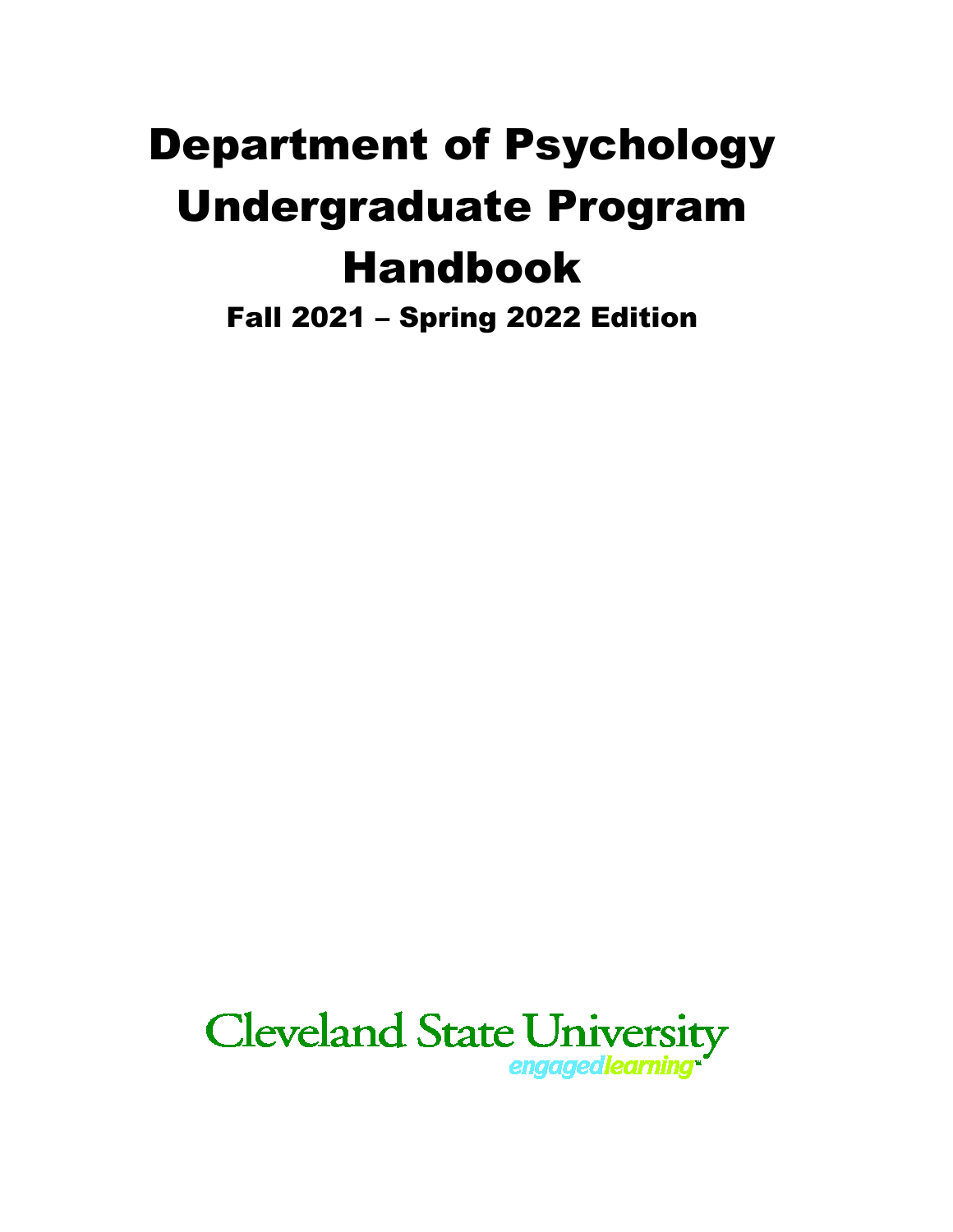# Department of Psychology Undergraduate Program Handbook

## Fall 2021 – Spring 2022 Edition

Cleveland State University

engagedlearning™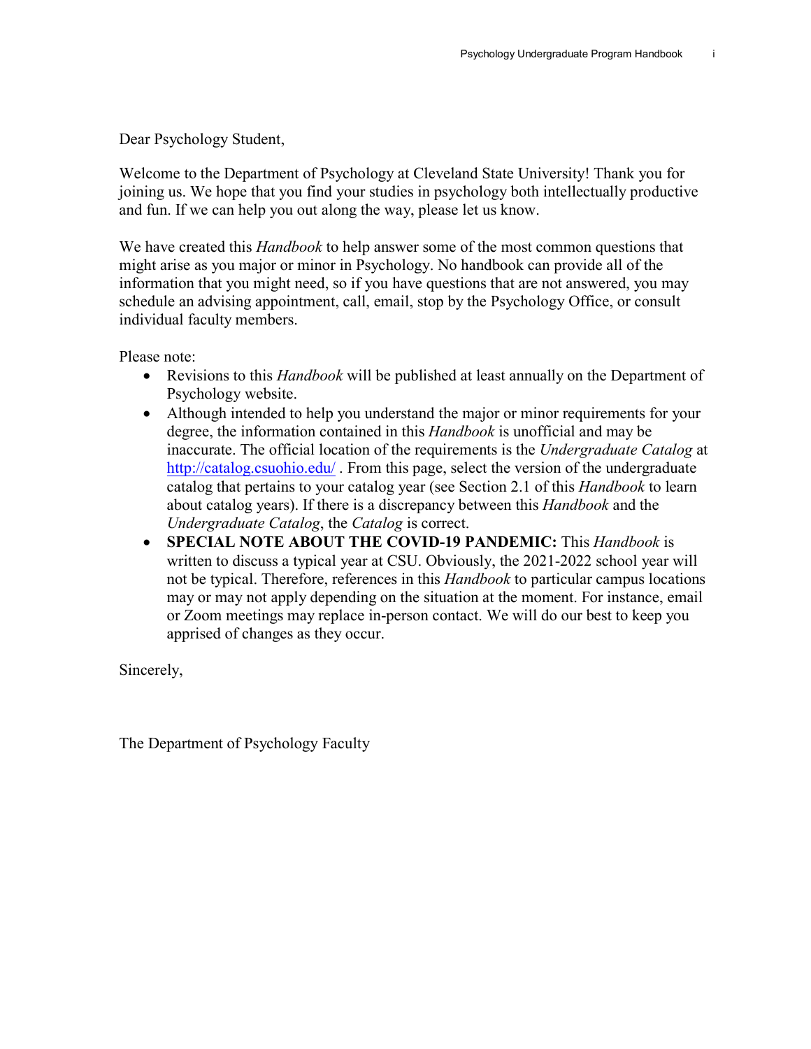Dear Psychology Student,

Welcome to the Department of Psychology at Cleveland State University! Thank you for joining us. We hope that you find your studies in psychology both intellectually productive and fun. If we can help you out along the way, please let us know.

We have created this *Handbook* to help answer some of the most common questions that might arise as you major or minor in Psychology. No handbook can provide all of the information that you might need, so if you have questions that are not answered, you may schedule an advising appointment, call, email, stop by the Psychology Office, or consult individual faculty members.

Please note:

- Revisions to this *Handbook* will be published at least annually on the Department of Psychology website.
- Although intended to help you understand the major or minor requirements for your degree, the information contained in this *Handbook* is unofficial and may be inaccurate. The official location of the requirements is the *Undergraduate Catalog* at [http://catalog.csuohio.edu/](http://catalog.csuohio.edu/) . From this page, select the version of the undergraduate catalog that pertains to your catalog year (see Section 2.1 of this *Handbook* to learn about catalog years). If there is a discrepancy between this *Handbook* and the *Undergraduate Catalog*, the *Catalog* is correct.
- **SPECIAL NOTE ABOUT THE COVID-19 PANDEMIC:** This *Handbook* is written to discuss a typical year at CSU. Obviously, the 2021-2022 school year will not be typical. Therefore, references in this *Handbook* to particular campus locations may or may not apply depending on the situation at the moment. For instance, email or Zoom meetings may replace in-person contact. We will do our best to keep you apprised of changes as they occur.

Sincerely,

The Department of Psychology Faculty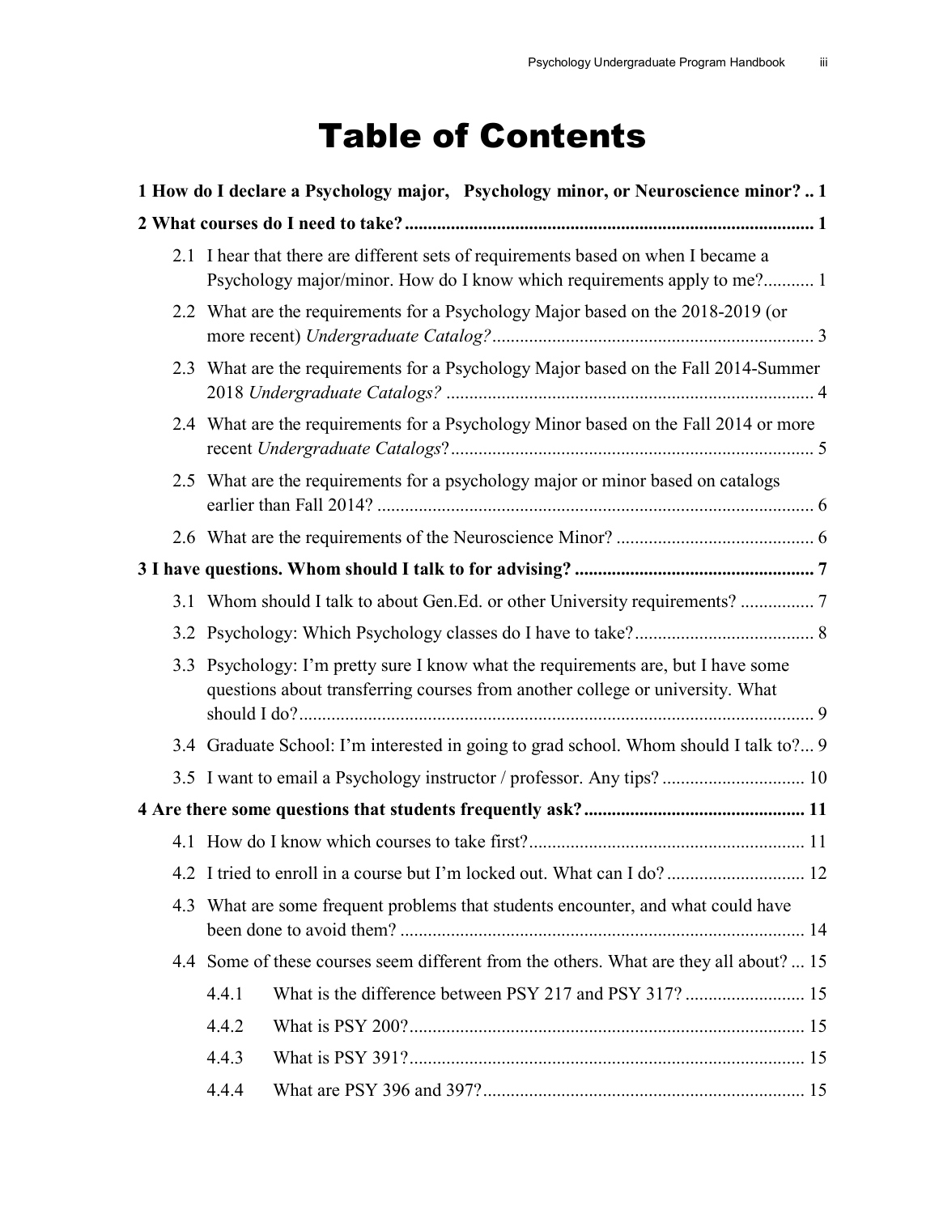# Table of Contents

**1 How do I declare a Psychology major, Psychology minor, or Neuroscience minor? .. 1**

**2 What courses do I need to take? ........................................................................................ 1**

- 2.1 I hear that there are different sets of requirements based on when I became a Psychology major/minor. How do I know which requirements apply to me?........... 1
- 2.2 What are the requirements for a Psychology Major based on the 2018-2019 (or more recent) *Undergraduate Catalog?* ..................................................................... 3
- 2.3 What are the requirements for a Psychology Major based on the Fall 2014-Summer 2018 *Undergraduate Catalogs?* ............................................................................... 4
- 2.4 What are the requirements for a Psychology Minor based on the Fall 2014 or more recent *Undergraduate Catalogs*?............................................................................... 5
- 2.5 What are the requirements for a psychology major or minor based on catalogs earlier than Fall 2014? ............................................................................................... 6
- 2.6 What are the requirements of the Neuroscience Minor? ........................................... 6

**3 I have questions. Whom should I talk to for advising? .................................................... 7**

- 3.1 Whom should I talk to about Gen.Ed. or other University requirements? ................ 7
- 3.2 Psychology: Which Psychology classes do I have to take?....................................... 8
- 3.3 Psychology: I'm pretty sure I know what the requirements are, but I have some questions about transferring courses from another college or university. What should I do?............................................................................................................... 9
- 3.4 Graduate School: I'm interested in going to grad school. Whom should I talk to?... 9
- 3.5 I want to email a Psychology instructor / professor. Any tips? ............................... 10

**4 Are there some questions that students frequently ask? ................................................ 11**

- 4.1 How do I know which courses to take first?............................................................ 11
- 4.2 I tried to enroll in a course but I'm locked out. What can I do? .............................. 12
- 4.3 What are some frequent problems that students encounter, and what could have been done to avoid them? ........................................................................................ 14
- 4.4 Some of these courses seem different from the others. What are they all about? ... 15
  - 4.4.1 What is the difference between PSY 217 and PSY 317? .......................... 15
  - 4.4.2 What is PSY 200?...................................................................................... 15
  - 4.4.3 What is PSY 391?...................................................................................... 15
  - 4.4.4 What are PSY 396 and 397?...................................................................... 15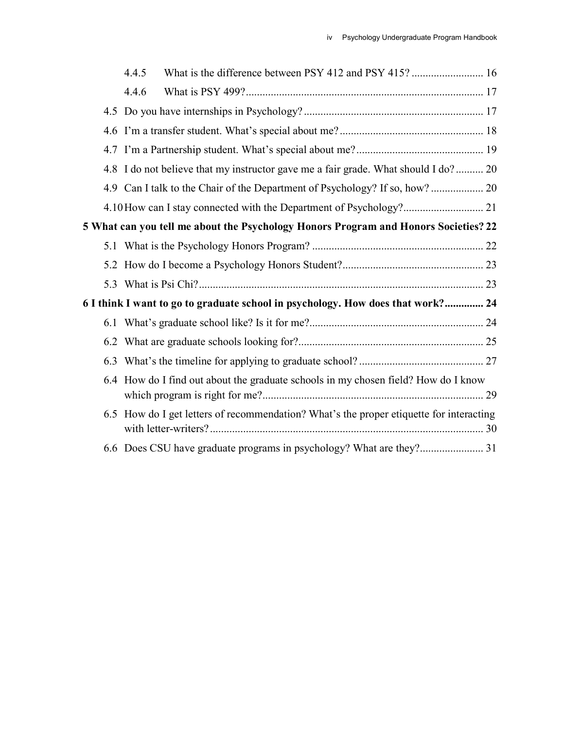- 4.4.5 What is the difference between PSY 412 and PSY 415? .......................... 16
- 4.4.6 What is PSY 499?..................................................................................... 17
- 4.5 Do you have internships in Psychology? ................................................................ 17
- 4.6 I'm a transfer student. What's special about me? .................................................... 18
- 4.7 I'm a Partnership student. What's special about me? .............................................. 19
- 4.8 I do not believe that my instructor gave me a fair grade. What should I do? .......... 20
- 4.9 Can I talk to the Chair of the Department of Psychology? If so, how? ................... 20
- 4.10 How can I stay connected with the Department of Psychology?............................ 21

**5 What can you tell me about the Psychology Honors Program and Honors Societies? 22**

- 5.1 What is the Psychology Honors Program? .............................................................. 22
- 5.2 How do I become a Psychology Honors Student?................................................... 23
- 5.3 What is Psi Chi?....................................................................................................... 23

**6 I think I want to go to graduate school in psychology. How does that work?............. 24**

- 6.1 What's graduate school like? Is it for me?............................................................... 24
- 6.2 What are graduate schools looking for?................................................................... 25
- 6.3 What's the timeline for applying to graduate school? ............................................. 27
- 6.4 How do I find out about the graduate schools in my chosen field? How do I know which program is right for me?................................................................................ 29
- 6.5 How do I get letters of recommendation? What's the proper etiquette for interacting with letter-writers?.................................................................................................. 30
- 6.6 Does CSU have graduate programs in psychology? What are they?....................... 31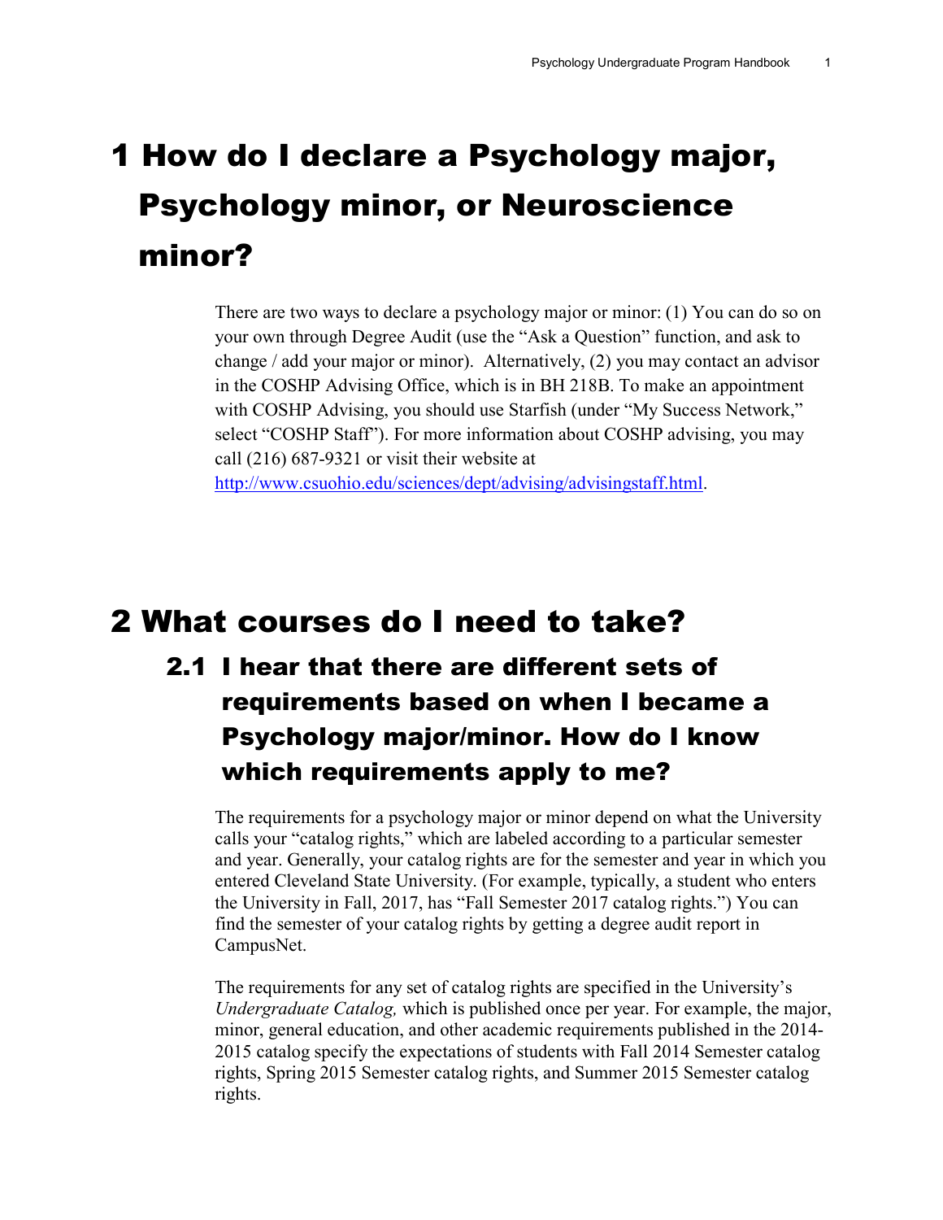# 1 How do I declare a Psychology major, Psychology minor, or Neuroscience minor?

There are two ways to declare a psychology major or minor: (1) You can do so on your own through Degree Audit (use the "Ask a Question" function, and ask to change / add your major or minor). Alternatively, (2) you may contact an advisor in the COSHP Advising Office, which is in BH 218B. To make an appointment with COSHP Advising, you should use Starfish (under "My Success Network," select "COSHP Staff"). For more information about COSHP advising, you may call (216) 687-9321 or visit their website at [http://www.csuohio.edu/sciences/dept/advising/advisingstaff.html](http://www.csuohio.edu/sciences/dept/advising/advisingstaff.html).

# 2 What courses do I need to take?

## 2.1 I hear that there are different sets of requirements based on when I became a Psychology major/minor. How do I know which requirements apply to me?

The requirements for a psychology major or minor depend on what the University calls your "catalog rights," which are labeled according to a particular semester and year. Generally, your catalog rights are for the semester and year in which you entered Cleveland State University. (For example, typically, a student who enters the University in Fall, 2017, has "Fall Semester 2017 catalog rights.") You can find the semester of your catalog rights by getting a degree audit report in CampusNet.

The requirements for any set of catalog rights are specified in the University's *Undergraduate Catalog,* which is published once per year. For example, the major, minor, general education, and other academic requirements published in the 2014-2015 catalog specify the expectations of students with Fall 2014 Semester catalog rights, Spring 2015 Semester catalog rights, and Summer 2015 Semester catalog rights.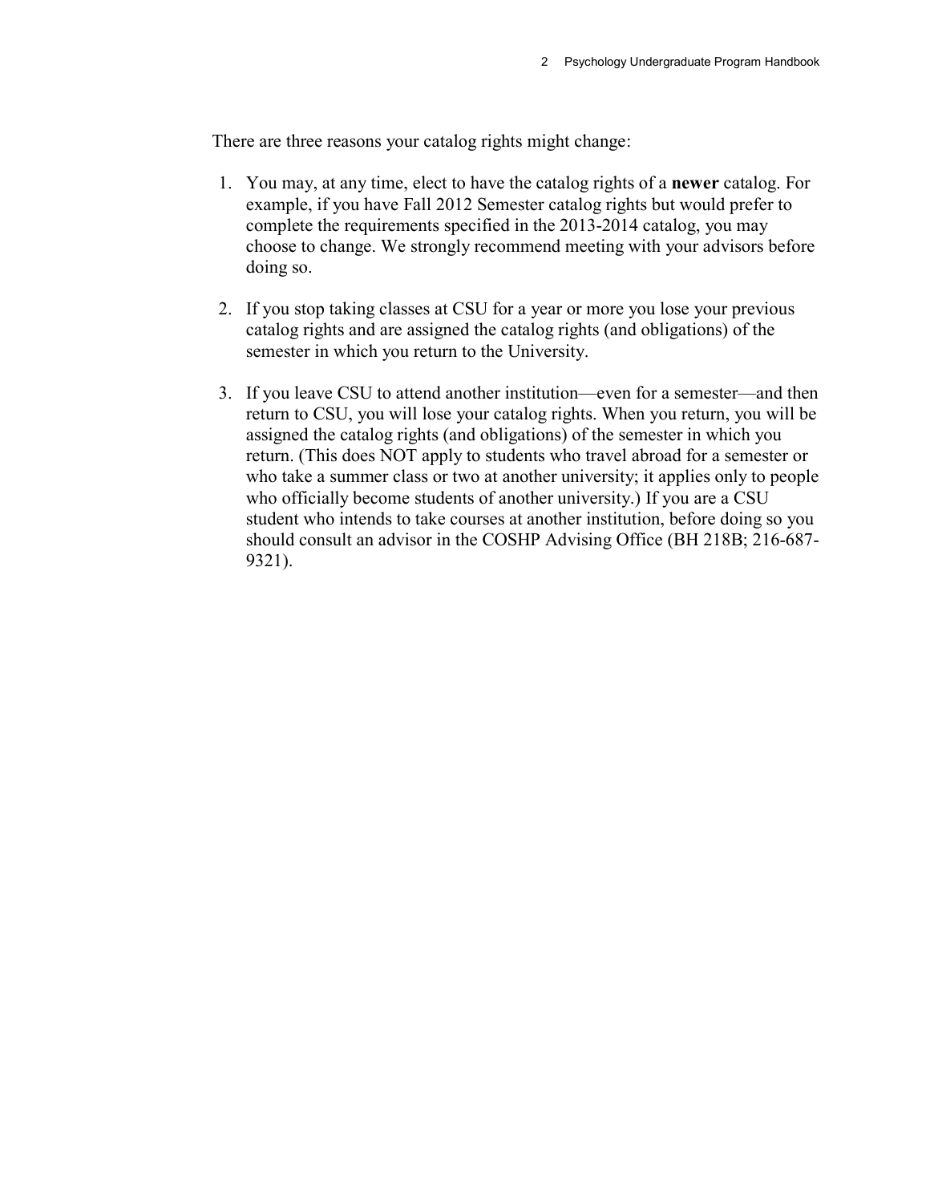There are three reasons your catalog rights might change:

1. You may, at any time, elect to have the catalog rights of a **newer** catalog. For example, if you have Fall 2012 Semester catalog rights but would prefer to complete the requirements specified in the 2013-2014 catalog, you may choose to change. We strongly recommend meeting with your advisors before doing so.

2. If you stop taking classes at CSU for a year or more you lose your previous catalog rights and are assigned the catalog rights (and obligations) of the semester in which you return to the University.

3. If you leave CSU to attend another institution—even for a semester—and then return to CSU, you will lose your catalog rights. When you return, you will be assigned the catalog rights (and obligations) of the semester in which you return. (This does NOT apply to students who travel abroad for a semester or who take a summer class or two at another university; it applies only to people who officially become students of another university.) If you are a CSU student who intends to take courses at another institution, before doing so you should consult an advisor in the COSHP Advising Office (BH 218B; 216-687-9321).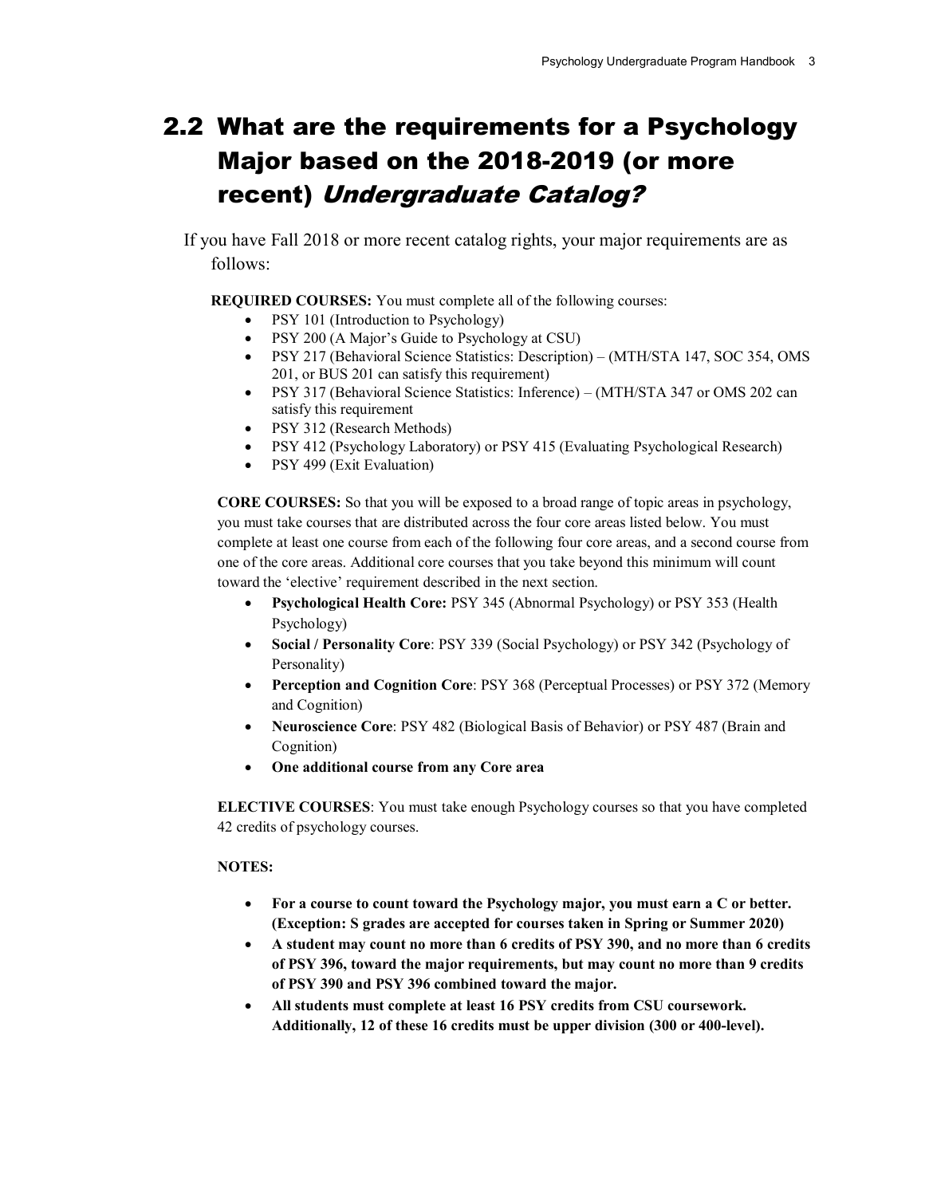## 2.2 What are the requirements for a Psychology Major based on the 2018-2019 (or more recent) *Undergraduate Catalog?*

If you have Fall 2018 or more recent catalog rights, your major requirements are as follows:

**REQUIRED COURSES:** You must complete all of the following courses:

- PSY 101 (Introduction to Psychology)
- PSY 200 (A Major's Guide to Psychology at CSU)
- PSY 217 (Behavioral Science Statistics: Description) – (MTH/STA 147, SOC 354, OMS 201, or BUS 201 can satisfy this requirement)
- PSY 317 (Behavioral Science Statistics: Inference) – (MTH/STA 347 or OMS 202 can satisfy this requirement
- PSY 312 (Research Methods)
- PSY 412 (Psychology Laboratory) or PSY 415 (Evaluating Psychological Research)
- PSY 499 (Exit Evaluation)

**CORE COURSES:** So that you will be exposed to a broad range of topic areas in psychology, you must take courses that are distributed across the four core areas listed below. You must complete at least one course from each of the following four core areas, and a second course from one of the core areas. Additional core courses that you take beyond this minimum will count toward the 'elective' requirement described in the next section.

- **Psychological Health Core:** PSY 345 (Abnormal Psychology) or PSY 353 (Health Psychology)
- **Social / Personality Core**: PSY 339 (Social Psychology) or PSY 342 (Psychology of Personality)
- **Perception and Cognition Core**: PSY 368 (Perceptual Processes) or PSY 372 (Memory and Cognition)
- **Neuroscience Core**: PSY 482 (Biological Basis of Behavior) or PSY 487 (Brain and Cognition)
- **One additional course from any Core area**

**ELECTIVE COURSES**: You must take enough Psychology courses so that you have completed 42 credits of psychology courses.

**NOTES:**

- **For a course to count toward the Psychology major, you must earn a C or better. (Exception: S grades are accepted for courses taken in Spring or Summer 2020)**
- **A student may count no more than 6 credits of PSY 390, and no more than 6 credits of PSY 396, toward the major requirements, but may count no more than 9 credits of PSY 390 and PSY 396 combined toward the major.**
- **All students must complete at least 16 PSY credits from CSU coursework. Additionally, 12 of these 16 credits must be upper division (300 or 400-level).**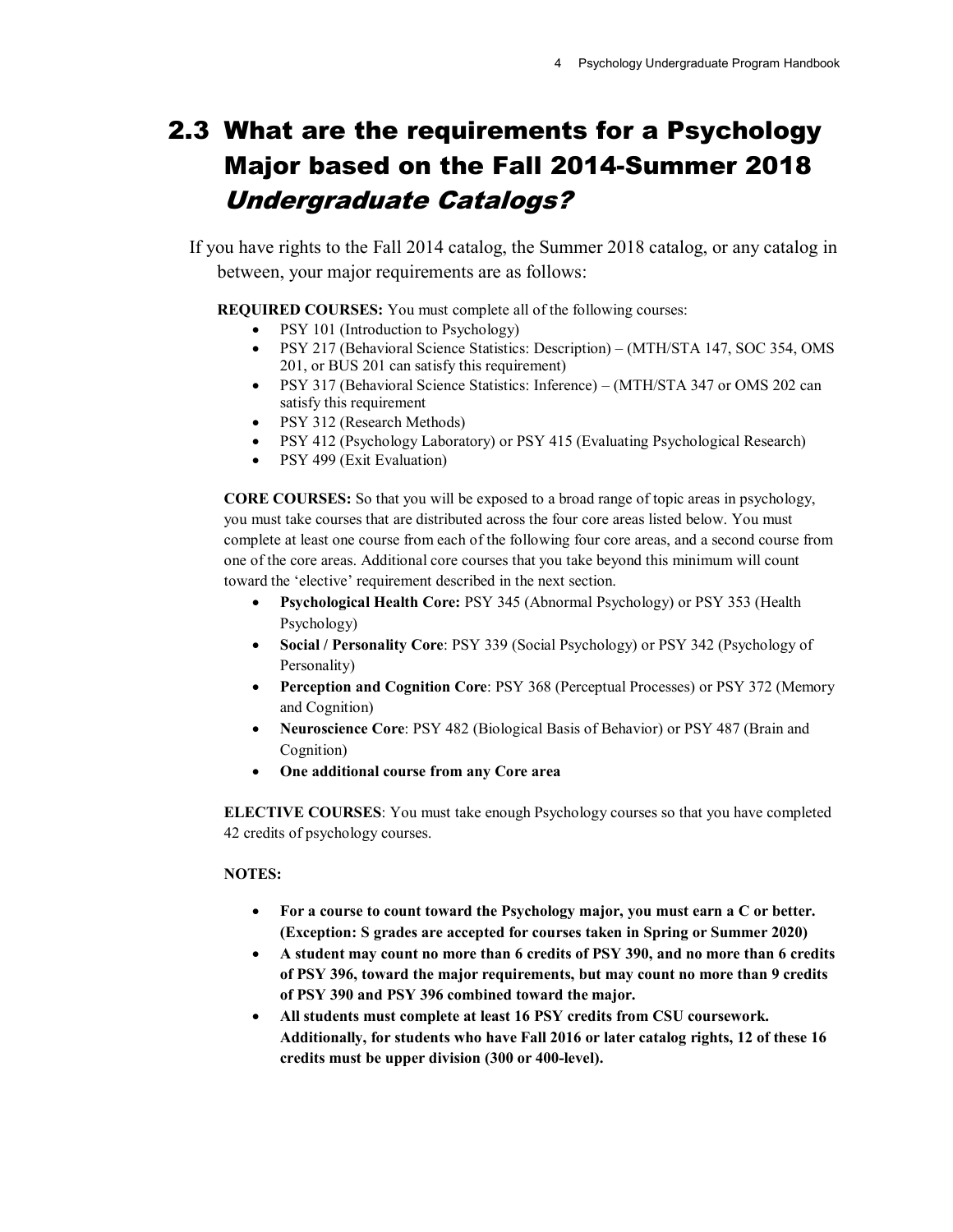## 2.3 What are the requirements for a Psychology Major based on the Fall 2014-Summer 2018 *Undergraduate Catalogs?*

If you have rights to the Fall 2014 catalog, the Summer 2018 catalog, or any catalog in between, your major requirements are as follows:

**REQUIRED COURSES:** You must complete all of the following courses:

- PSY 101 (Introduction to Psychology)
- PSY 217 (Behavioral Science Statistics: Description) – (MTH/STA 147, SOC 354, OMS 201, or BUS 201 can satisfy this requirement)
- PSY 317 (Behavioral Science Statistics: Inference) – (MTH/STA 347 or OMS 202 can satisfy this requirement
- PSY 312 (Research Methods)
- PSY 412 (Psychology Laboratory) or PSY 415 (Evaluating Psychological Research)
- PSY 499 (Exit Evaluation)

**CORE COURSES:** So that you will be exposed to a broad range of topic areas in psychology, you must take courses that are distributed across the four core areas listed below. You must complete at least one course from each of the following four core areas, and a second course from one of the core areas. Additional core courses that you take beyond this minimum will count toward the 'elective' requirement described in the next section.

- **Psychological Health Core:** PSY 345 (Abnormal Psychology) or PSY 353 (Health Psychology)
- **Social / Personality Core**: PSY 339 (Social Psychology) or PSY 342 (Psychology of Personality)
- **Perception and Cognition Core**: PSY 368 (Perceptual Processes) or PSY 372 (Memory and Cognition)
- **Neuroscience Core**: PSY 482 (Biological Basis of Behavior) or PSY 487 (Brain and Cognition)
- **One additional course from any Core area**

**ELECTIVE COURSES**: You must take enough Psychology courses so that you have completed 42 credits of psychology courses.

**NOTES:**

- **For a course to count toward the Psychology major, you must earn a C or better. (Exception: S grades are accepted for courses taken in Spring or Summer 2020)**
- **A student may count no more than 6 credits of PSY 390, and no more than 6 credits of PSY 396, toward the major requirements, but may count no more than 9 credits of PSY 390 and PSY 396 combined toward the major.**
- **All students must complete at least 16 PSY credits from CSU coursework. Additionally, for students who have Fall 2016 or later catalog rights, 12 of these 16 credits must be upper division (300 or 400-level).**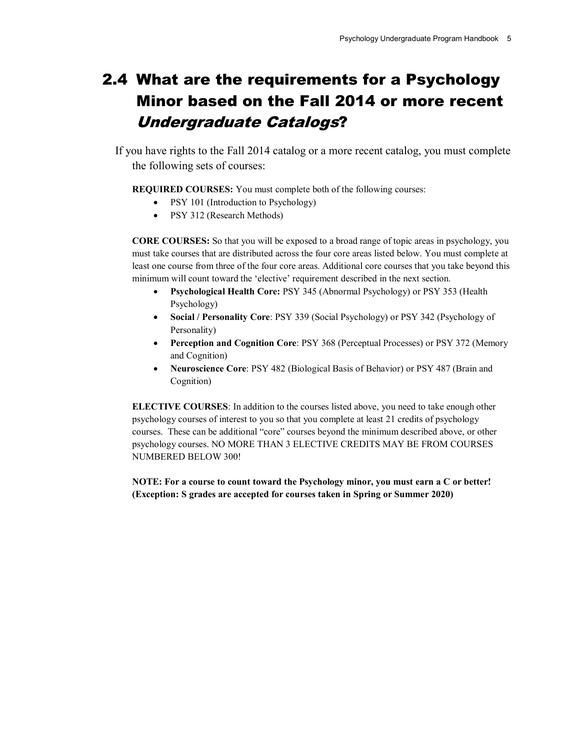## 2.4 What are the requirements for a Psychology Minor based on the Fall 2014 or more recent *Undergraduate Catalogs*?

If you have rights to the Fall 2014 catalog or a more recent catalog, you must complete the following sets of courses:

**REQUIRED COURSES:** You must complete both of the following courses:

- PSY 101 (Introduction to Psychology)
- PSY 312 (Research Methods)

**CORE COURSES:** So that you will be exposed to a broad range of topic areas in psychology, you must take courses that are distributed across the four core areas listed below. You must complete at least one course from three of the four core areas. Additional core courses that you take beyond this minimum will count toward the 'elective' requirement described in the next section.

- **Psychological Health Core:** PSY 345 (Abnormal Psychology) or PSY 353 (Health Psychology)
- **Social / Personality Core**: PSY 339 (Social Psychology) or PSY 342 (Psychology of Personality)
- **Perception and Cognition Core**: PSY 368 (Perceptual Processes) or PSY 372 (Memory and Cognition)
- **Neuroscience Core**: PSY 482 (Biological Basis of Behavior) or PSY 487 (Brain and Cognition)

**ELECTIVE COURSES**: In addition to the courses listed above, you need to take enough other psychology courses of interest to you so that you complete at least 21 credits of psychology courses. These can be additional "core" courses beyond the minimum described above, or other psychology courses. NO MORE THAN 3 ELECTIVE CREDITS MAY BE FROM COURSES NUMBERED BELOW 300!

**NOTE: For a course to count toward the Psychology minor, you must earn a C or better! (Exception: S grades are accepted for courses taken in Spring or Summer 2020)**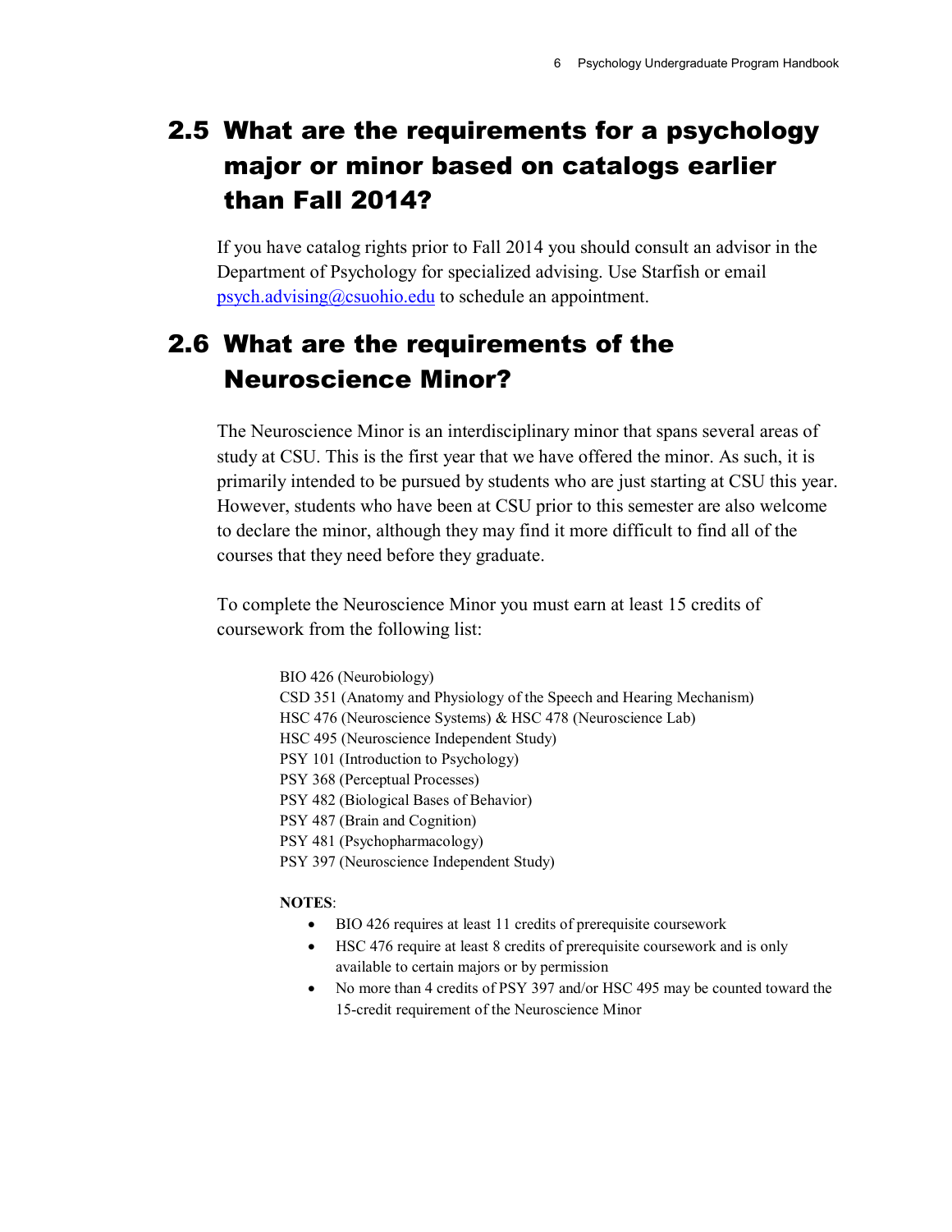## 2.5 What are the requirements for a psychology major or minor based on catalogs earlier than Fall 2014?

If you have catalog rights prior to Fall 2014 you should consult an advisor in the Department of Psychology for specialized advising. Use Starfish or email psych.advising@csuohio.edu to schedule an appointment.

## 2.6 What are the requirements of the Neuroscience Minor?

The Neuroscience Minor is an interdisciplinary minor that spans several areas of study at CSU. This is the first year that we have offered the minor. As such, it is primarily intended to be pursued by students who are just starting at CSU this year. However, students who have been at CSU prior to this semester are also welcome to declare the minor, although they may find it more difficult to find all of the courses that they need before they graduate.

To complete the Neuroscience Minor you must earn at least 15 credits of coursework from the following list:

BIO 426 (Neurobiology)
CSD 351 (Anatomy and Physiology of the Speech and Hearing Mechanism)
HSC 476 (Neuroscience Systems) & HSC 478 (Neuroscience Lab)
HSC 495 (Neuroscience Independent Study)
PSY 101 (Introduction to Psychology)
PSY 368 (Perceptual Processes)
PSY 482 (Biological Bases of Behavior)
PSY 487 (Brain and Cognition)
PSY 481 (Psychopharmacology)
PSY 397 (Neuroscience Independent Study)

**NOTES**:

- BIO 426 requires at least 11 credits of prerequisite coursework
- HSC 476 require at least 8 credits of prerequisite coursework and is only available to certain majors or by permission
- No more than 4 credits of PSY 397 and/or HSC 495 may be counted toward the 15-credit requirement of the Neuroscience Minor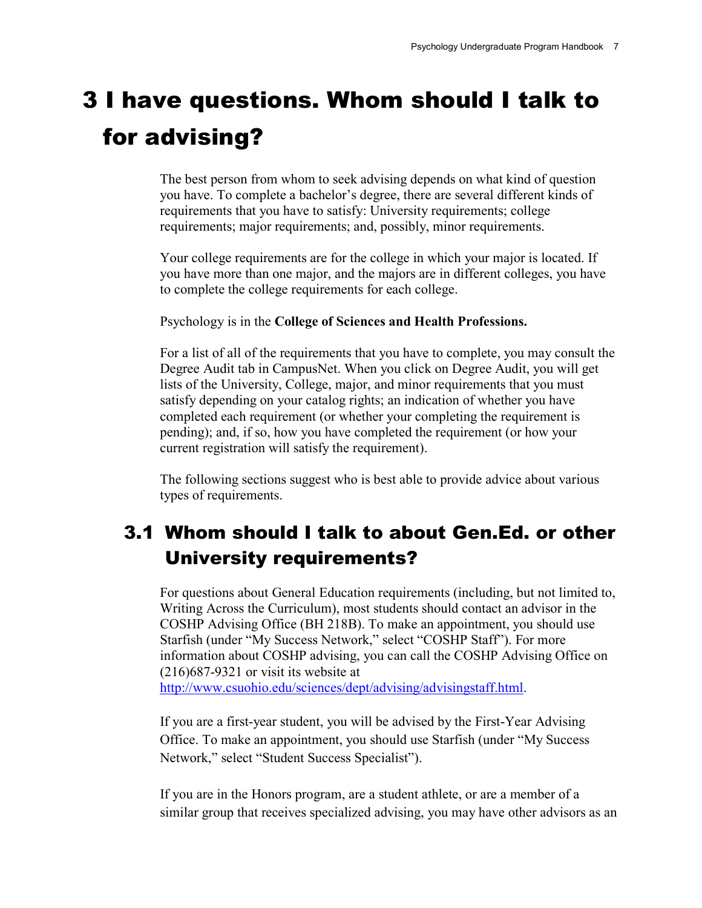# 3 I have questions. Whom should I talk to for advising?

The best person from whom to seek advising depends on what kind of question you have. To complete a bachelor's degree, there are several different kinds of requirements that you have to satisfy: University requirements; college requirements; major requirements; and, possibly, minor requirements.

Your college requirements are for the college in which your major is located. If you have more than one major, and the majors are in different colleges, you have to complete the college requirements for each college.

Psychology is in the **College of Sciences and Health Professions.**

For a list of all of the requirements that you have to complete, you may consult the Degree Audit tab in CampusNet. When you click on Degree Audit, you will get lists of the University, College, major, and minor requirements that you must satisfy depending on your catalog rights; an indication of whether you have completed each requirement (or whether your completing the requirement is pending); and, if so, how you have completed the requirement (or how your current registration will satisfy the requirement).

The following sections suggest who is best able to provide advice about various types of requirements.

## 3.1 Whom should I talk to about Gen.Ed. or other University requirements?

For questions about General Education requirements (including, but not limited to, Writing Across the Curriculum), most students should contact an advisor in the COSHP Advising Office (BH 218B). To make an appointment, you should use Starfish (under "My Success Network," select "COSHP Staff"). For more information about COSHP advising, you can call the COSHP Advising Office on (216)687-9321 or visit its website at [http://www.csuohio.edu/sciences/dept/advising/advisingstaff.html](http://www.csuohio.edu/sciences/dept/advising/advisingstaff.html).

If you are a first-year student, you will be advised by the First-Year Advising Office. To make an appointment, you should use Starfish (under "My Success Network," select "Student Success Specialist").

If you are in the Honors program, are a student athlete, or are a member of a similar group that receives specialized advising, you may have other advisors as an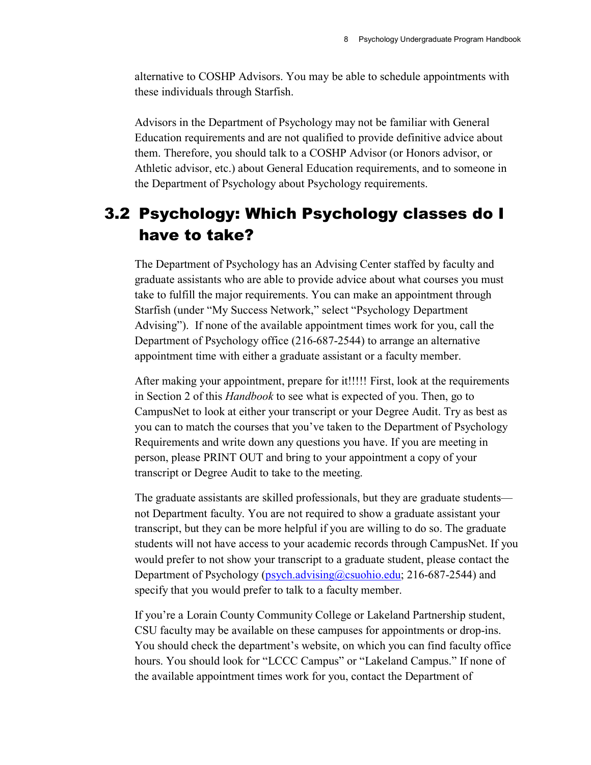alternative to COSHP Advisors. You may be able to schedule appointments with these individuals through Starfish.

Advisors in the Department of Psychology may not be familiar with General Education requirements and are not qualified to provide definitive advice about them. Therefore, you should talk to a COSHP Advisor (or Honors advisor, or Athletic advisor, etc.) about General Education requirements, and to someone in the Department of Psychology about Psychology requirements.

## 3.2 Psychology: Which Psychology classes do I have to take?

The Department of Psychology has an Advising Center staffed by faculty and graduate assistants who are able to provide advice about what courses you must take to fulfill the major requirements. You can make an appointment through Starfish (under "My Success Network," select "Psychology Department Advising"). If none of the available appointment times work for you, call the Department of Psychology office (216-687-2544) to arrange an alternative appointment time with either a graduate assistant or a faculty member.

After making your appointment, prepare for it!!!!! First, look at the requirements in Section 2 of this *Handbook* to see what is expected of you. Then, go to CampusNet to look at either your transcript or your Degree Audit. Try as best as you can to match the courses that you've taken to the Department of Psychology Requirements and write down any questions you have. If you are meeting in person, please PRINT OUT and bring to your appointment a copy of your transcript or Degree Audit to take to the meeting.

The graduate assistants are skilled professionals, but they are graduate students—not Department faculty. You are not required to show a graduate assistant your transcript, but they can be more helpful if you are willing to do so. The graduate students will not have access to your academic records through CampusNet. If you would prefer to not show your transcript to a graduate student, please contact the Department of Psychology (psych.advising@csuohio.edu; 216-687-2544) and specify that you would prefer to talk to a faculty member.

If you're a Lorain County Community College or Lakeland Partnership student, CSU faculty may be available on these campuses for appointments or drop-ins. You should check the department's website, on which you can find faculty office hours. You should look for "LCCC Campus" or "Lakeland Campus." If none of the available appointment times work for you, contact the Department of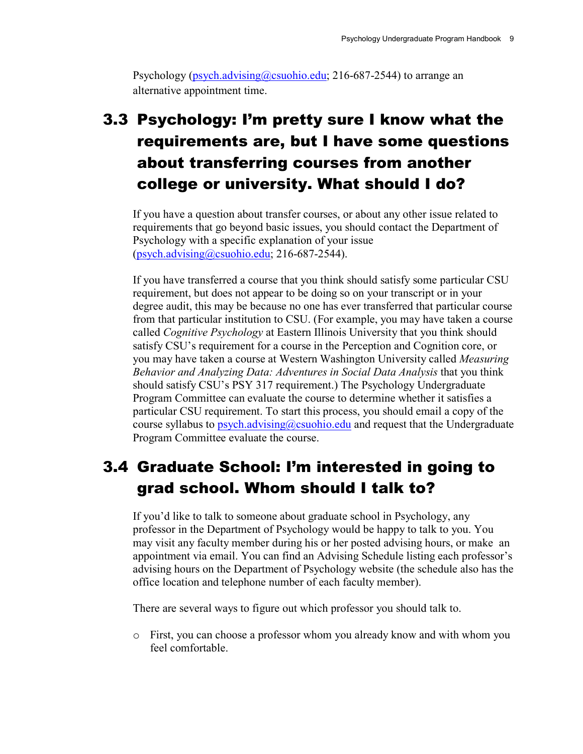Psychology (psych.advising@csuohio.edu; 216-687-2544) to arrange an alternative appointment time.

## 3.3 Psychology: I'm pretty sure I know what the requirements are, but I have some questions about transferring courses from another college or university. What should I do?

If you have a question about transfer courses, or about any other issue related to requirements that go beyond basic issues, you should contact the Department of Psychology with a specific explanation of your issue (psych.advising@csuohio.edu; 216-687-2544).

If you have transferred a course that you think should satisfy some particular CSU requirement, but does not appear to be doing so on your transcript or in your degree audit, this may be because no one has ever transferred that particular course from that particular institution to CSU. (For example, you may have taken a course called *Cognitive Psychology* at Eastern Illinois University that you think should satisfy CSU's requirement for a course in the Perception and Cognition core, or you may have taken a course at Western Washington University called *Measuring Behavior and Analyzing Data: Adventures in Social Data Analysis* that you think should satisfy CSU's PSY 317 requirement.) The Psychology Undergraduate Program Committee can evaluate the course to determine whether it satisfies a particular CSU requirement. To start this process, you should email a copy of the course syllabus to psych.advising@csuohio.edu and request that the Undergraduate Program Committee evaluate the course.

## 3.4 Graduate School: I'm interested in going to grad school. Whom should I talk to?

If you'd like to talk to someone about graduate school in Psychology, any professor in the Department of Psychology would be happy to talk to you. You may visit any faculty member during his or her posted advising hours, or make an appointment via email. You can find an Advising Schedule listing each professor's advising hours on the Department of Psychology website (the schedule also has the office location and telephone number of each faculty member).

There are several ways to figure out which professor you should talk to.

- First, you can choose a professor whom you already know and with whom you feel comfortable.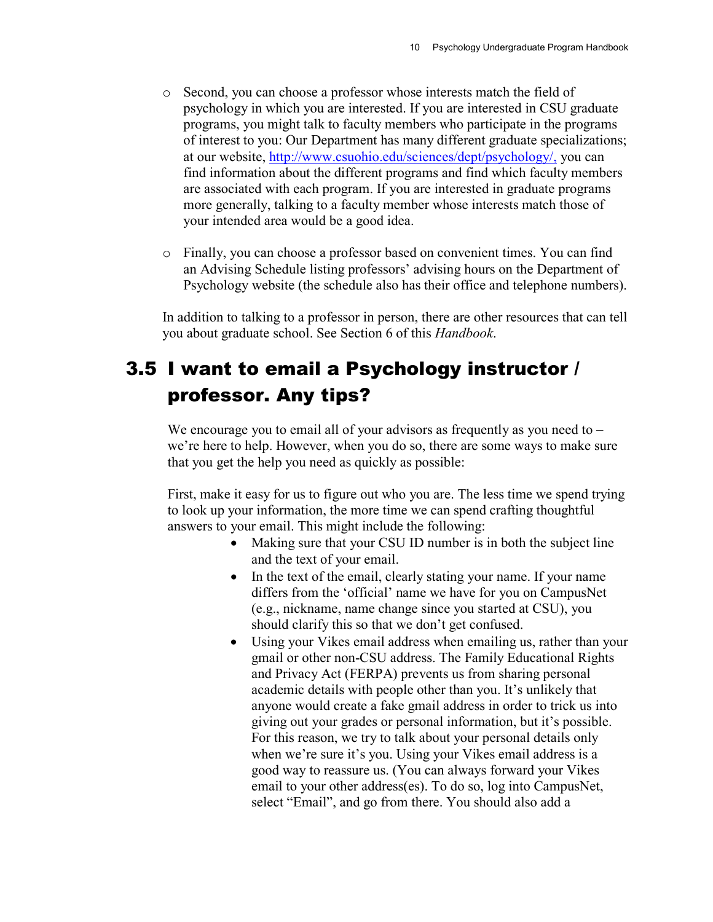- Second, you can choose a professor whose interests match the field of psychology in which you are interested. If you are interested in CSU graduate programs, you might talk to faculty members who participate in the programs of interest to you: Our Department has many different graduate specializations; at our website, [http://www.csuohio.edu/sciences/dept/psychology/,](http://www.csuohio.edu/sciences/dept/psychology/) you can find information about the different programs and find which faculty members are associated with each program. If you are interested in graduate programs more generally, talking to a faculty member whose interests match those of your intended area would be a good idea.

- Finally, you can choose a professor based on convenient times. You can find an Advising Schedule listing professors' advising hours on the Department of Psychology website (the schedule also has their office and telephone numbers).

In addition to talking to a professor in person, there are other resources that can tell you about graduate school. See Section 6 of this *Handbook*.

## 3.5 I want to email a Psychology instructor / professor. Any tips?

We encourage you to email all of your advisors as frequently as you need to – we're here to help. However, when you do so, there are some ways to make sure that you get the help you need as quickly as possible:

First, make it easy for us to figure out who you are. The less time we spend trying to look up your information, the more time we can spend crafting thoughtful answers to your email. This might include the following:

- Making sure that your CSU ID number is in both the subject line and the text of your email.
- In the text of the email, clearly stating your name. If your name differs from the 'official' name we have for you on CampusNet (e.g., nickname, name change since you started at CSU), you should clarify this so that we don't get confused.
- Using your Vikes email address when emailing us, rather than your gmail or other non-CSU address. The Family Educational Rights and Privacy Act (FERPA) prevents us from sharing personal academic details with people other than you. It's unlikely that anyone would create a fake gmail address in order to trick us into giving out your grades or personal information, but it's possible. For this reason, we try to talk about your personal details only when we're sure it's you. Using your Vikes email address is a good way to reassure us. (You can always forward your Vikes email to your other address(es). To do so, log into CampusNet, select "Email", and go from there. You should also add a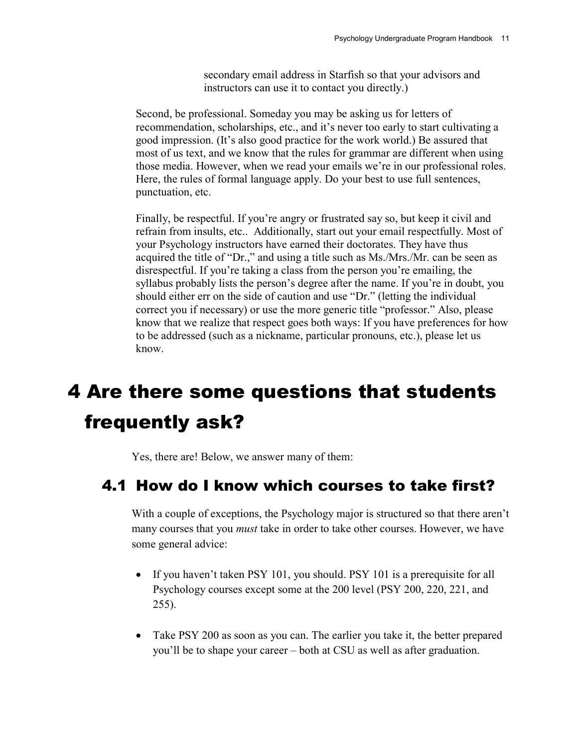secondary email address in Starfish so that your advisors and instructors can use it to contact you directly.)

Second, be professional. Someday you may be asking us for letters of recommendation, scholarships, etc., and it's never too early to start cultivating a good impression. (It's also good practice for the work world.) Be assured that most of us text, and we know that the rules for grammar are different when using those media. However, when we read your emails we're in our professional roles. Here, the rules of formal language apply. Do your best to use full sentences, punctuation, etc.

Finally, be respectful. If you're angry or frustrated say so, but keep it civil and refrain from insults, etc.. Additionally, start out your email respectfully. Most of your Psychology instructors have earned their doctorates. They have thus acquired the title of "Dr.," and using a title such as Ms./Mrs./Mr. can be seen as disrespectful. If you're taking a class from the person you're emailing, the syllabus probably lists the person's degree after the name. If you're in doubt, you should either err on the side of caution and use "Dr." (letting the individual correct you if necessary) or use the more generic title "professor." Also, please know that we realize that respect goes both ways: If you have preferences for how to be addressed (such as a nickname, particular pronouns, etc.), please let us know.

# 4 Are there some questions that students frequently ask?

Yes, there are! Below, we answer many of them:

## 4.1 How do I know which courses to take first?

With a couple of exceptions, the Psychology major is structured so that there aren't many courses that you *must* take in order to take other courses. However, we have some general advice:

- If you haven't taken PSY 101, you should. PSY 101 is a prerequisite for all Psychology courses except some at the 200 level (PSY 200, 220, 221, and 255).
- Take PSY 200 as soon as you can. The earlier you take it, the better prepared you'll be to shape your career – both at CSU as well as after graduation.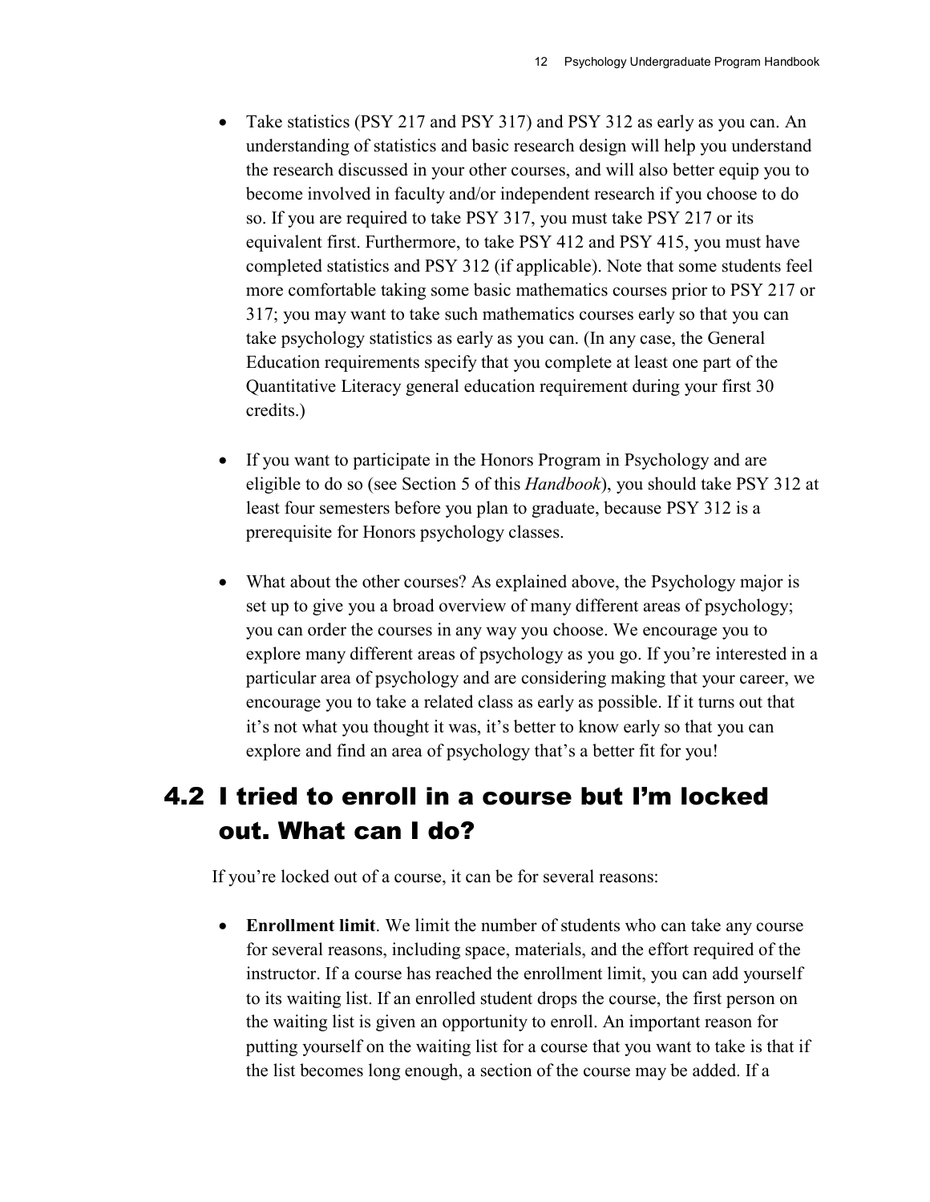- Take statistics (PSY 217 and PSY 317) and PSY 312 as early as you can. An understanding of statistics and basic research design will help you understand the research discussed in your other courses, and will also better equip you to become involved in faculty and/or independent research if you choose to do so. If you are required to take PSY 317, you must take PSY 217 or its equivalent first. Furthermore, to take PSY 412 and PSY 415, you must have completed statistics and PSY 312 (if applicable). Note that some students feel more comfortable taking some basic mathematics courses prior to PSY 217 or 317; you may want to take such mathematics courses early so that you can take psychology statistics as early as you can. (In any case, the General Education requirements specify that you complete at least one part of the Quantitative Literacy general education requirement during your first 30 credits.)

- If you want to participate in the Honors Program in Psychology and are eligible to do so (see Section 5 of this *Handbook*), you should take PSY 312 at least four semesters before you plan to graduate, because PSY 312 is a prerequisite for Honors psychology classes.

- What about the other courses? As explained above, the Psychology major is set up to give you a broad overview of many different areas of psychology; you can order the courses in any way you choose. We encourage you to explore many different areas of psychology as you go. If you're interested in a particular area of psychology and are considering making that your career, we encourage you to take a related class as early as possible. If it turns out that it's not what you thought it was, it's better to know early so that you can explore and find an area of psychology that's a better fit for you!

## 4.2 I tried to enroll in a course but I'm locked out. What can I do?

If you're locked out of a course, it can be for several reasons:

- **Enrollment limit**. We limit the number of students who can take any course for several reasons, including space, materials, and the effort required of the instructor. If a course has reached the enrollment limit, you can add yourself to its waiting list. If an enrolled student drops the course, the first person on the waiting list is given an opportunity to enroll. An important reason for putting yourself on the waiting list for a course that you want to take is that if the list becomes long enough, a section of the course may be added. If a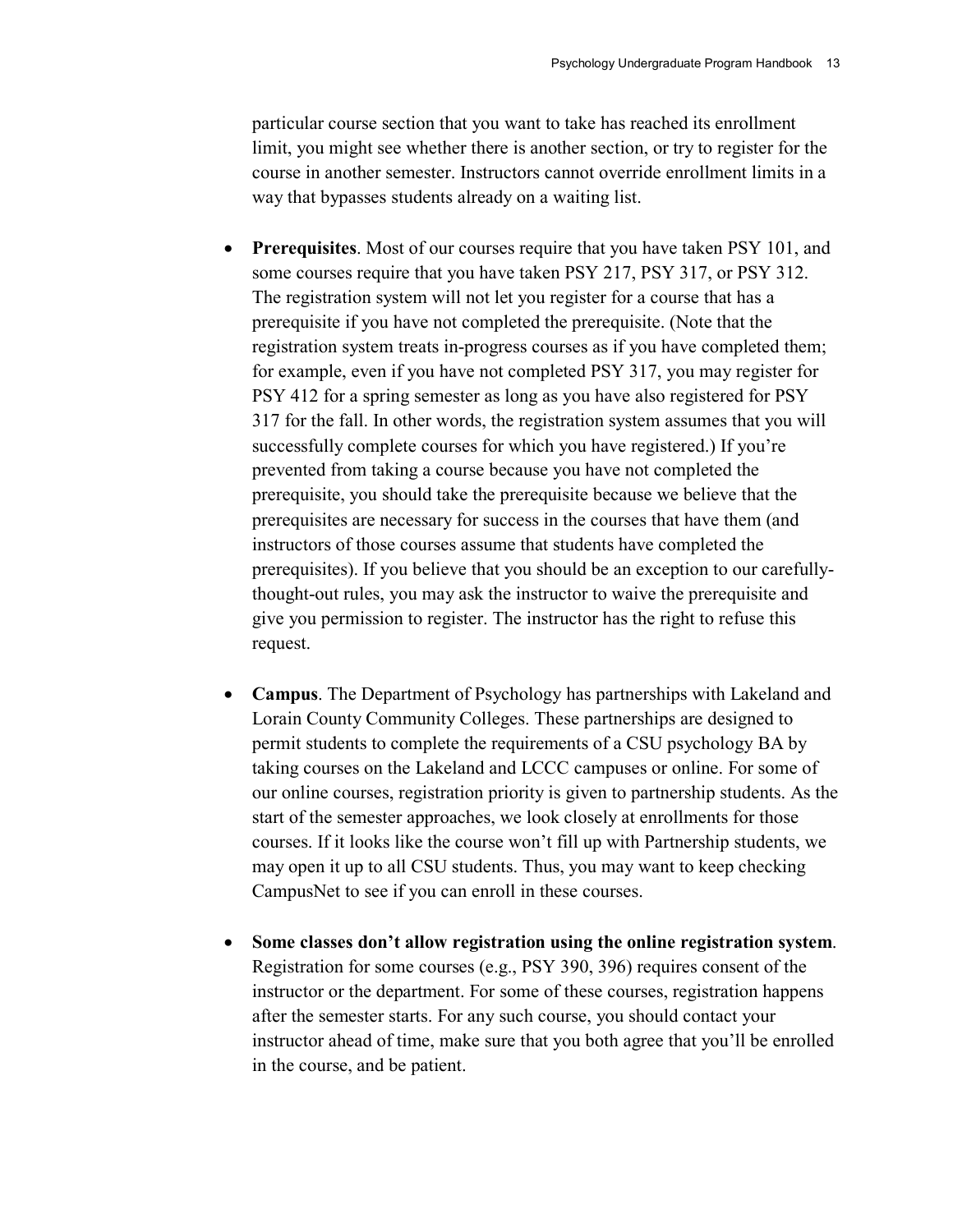particular course section that you want to take has reached its enrollment limit, you might see whether there is another section, or try to register for the course in another semester. Instructors cannot override enrollment limits in a way that bypasses students already on a waiting list.

- **Prerequisites**. Most of our courses require that you have taken PSY 101, and some courses require that you have taken PSY 217, PSY 317, or PSY 312. The registration system will not let you register for a course that has a prerequisite if you have not completed the prerequisite. (Note that the registration system treats in-progress courses as if you have completed them; for example, even if you have not completed PSY 317, you may register for PSY 412 for a spring semester as long as you have also registered for PSY 317 for the fall. In other words, the registration system assumes that you will successfully complete courses for which you have registered.) If you're prevented from taking a course because you have not completed the prerequisite, you should take the prerequisite because we believe that the prerequisites are necessary for success in the courses that have them (and instructors of those courses assume that students have completed the prerequisites). If you believe that you should be an exception to our carefully-thought-out rules, you may ask the instructor to waive the prerequisite and give you permission to register. The instructor has the right to refuse this request.

- **Campus**. The Department of Psychology has partnerships with Lakeland and Lorain County Community Colleges. These partnerships are designed to permit students to complete the requirements of a CSU psychology BA by taking courses on the Lakeland and LCCC campuses or online. For some of our online courses, registration priority is given to partnership students. As the start of the semester approaches, we look closely at enrollments for those courses. If it looks like the course won't fill up with Partnership students, we may open it up to all CSU students. Thus, you may want to keep checking CampusNet to see if you can enroll in these courses.

- **Some classes don't allow registration using the online registration system**. Registration for some courses (e.g., PSY 390, 396) requires consent of the instructor or the department. For some of these courses, registration happens after the semester starts. For any such course, you should contact your instructor ahead of time, make sure that you both agree that you'll be enrolled in the course, and be patient.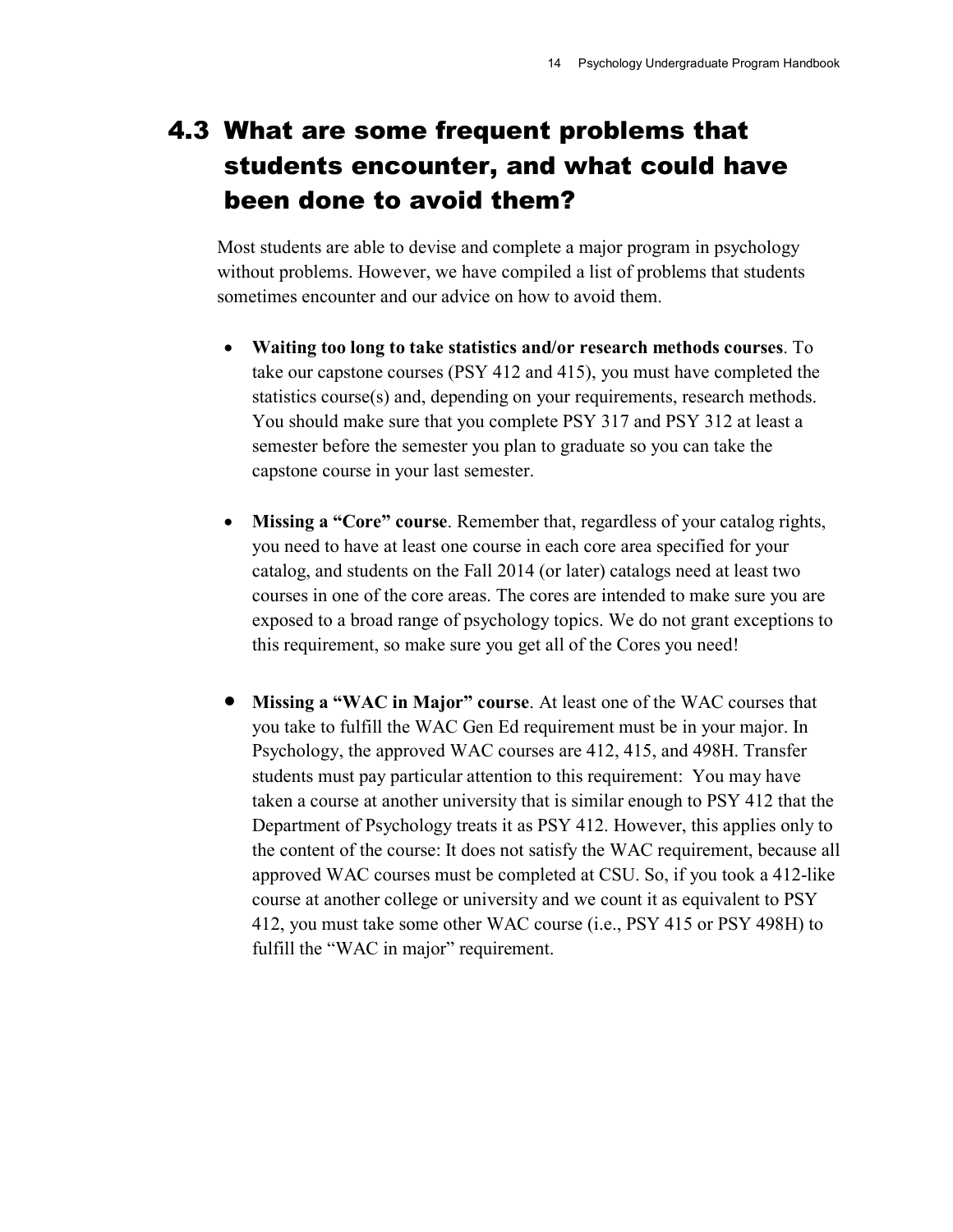## 4.3 What are some frequent problems that students encounter, and what could have been done to avoid them?

Most students are able to devise and complete a major program in psychology without problems. However, we have compiled a list of problems that students sometimes encounter and our advice on how to avoid them.

- **Waiting too long to take statistics and/or research methods courses**. To take our capstone courses (PSY 412 and 415), you must have completed the statistics course(s) and, depending on your requirements, research methods. You should make sure that you complete PSY 317 and PSY 312 at least a semester before the semester you plan to graduate so you can take the capstone course in your last semester.

- **Missing a "Core" course**. Remember that, regardless of your catalog rights, you need to have at least one course in each core area specified for your catalog, and students on the Fall 2014 (or later) catalogs need at least two courses in one of the core areas. The cores are intended to make sure you are exposed to a broad range of psychology topics. We do not grant exceptions to this requirement, so make sure you get all of the Cores you need!

- **Missing a "WAC in Major" course**. At least one of the WAC courses that you take to fulfill the WAC Gen Ed requirement must be in your major. In Psychology, the approved WAC courses are 412, 415, and 498H. Transfer students must pay particular attention to this requirement: You may have taken a course at another university that is similar enough to PSY 412 that the Department of Psychology treats it as PSY 412. However, this applies only to the content of the course: It does not satisfy the WAC requirement, because all approved WAC courses must be completed at CSU. So, if you took a 412-like course at another college or university and we count it as equivalent to PSY 412, you must take some other WAC course (i.e., PSY 415 or PSY 498H) to fulfill the "WAC in major" requirement.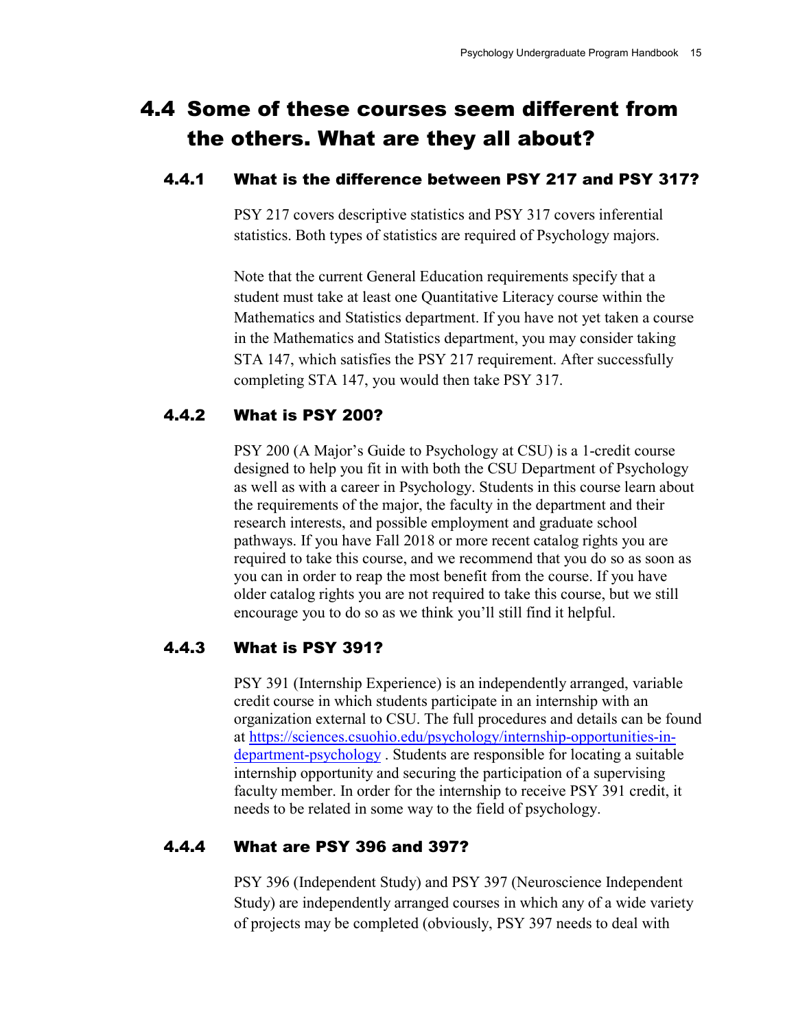## 4.4 Some of these courses seem different from the others. What are they all about?

### 4.4.1 What is the difference between PSY 217 and PSY 317?

PSY 217 covers descriptive statistics and PSY 317 covers inferential statistics. Both types of statistics are required of Psychology majors.

Note that the current General Education requirements specify that a student must take at least one Quantitative Literacy course within the Mathematics and Statistics department. If you have not yet taken a course in the Mathematics and Statistics department, you may consider taking STA 147, which satisfies the PSY 217 requirement. After successfully completing STA 147, you would then take PSY 317.

### 4.4.2 What is PSY 200?

PSY 200 (A Major's Guide to Psychology at CSU) is a 1-credit course designed to help you fit in with both the CSU Department of Psychology as well as with a career in Psychology. Students in this course learn about the requirements of the major, the faculty in the department and their research interests, and possible employment and graduate school pathways. If you have Fall 2018 or more recent catalog rights you are required to take this course, and we recommend that you do so as soon as you can in order to reap the most benefit from the course. If you have older catalog rights you are not required to take this course, but we still encourage you to do so as we think you'll still find it helpful.

### 4.4.3 What is PSY 391?

PSY 391 (Internship Experience) is an independently arranged, variable credit course in which students participate in an internship with an organization external to CSU. The full procedures and details can be found at [https://sciences.csuohio.edu/psychology/internship-opportunities-in-department-psychology](https://sciences.csuohio.edu/psychology/internship-opportunities-in-department-psychology) . Students are responsible for locating a suitable internship opportunity and securing the participation of a supervising faculty member. In order for the internship to receive PSY 391 credit, it needs to be related in some way to the field of psychology.

### 4.4.4 What are PSY 396 and 397?

PSY 396 (Independent Study) and PSY 397 (Neuroscience Independent Study) are independently arranged courses in which any of a wide variety of projects may be completed (obviously, PSY 397 needs to deal with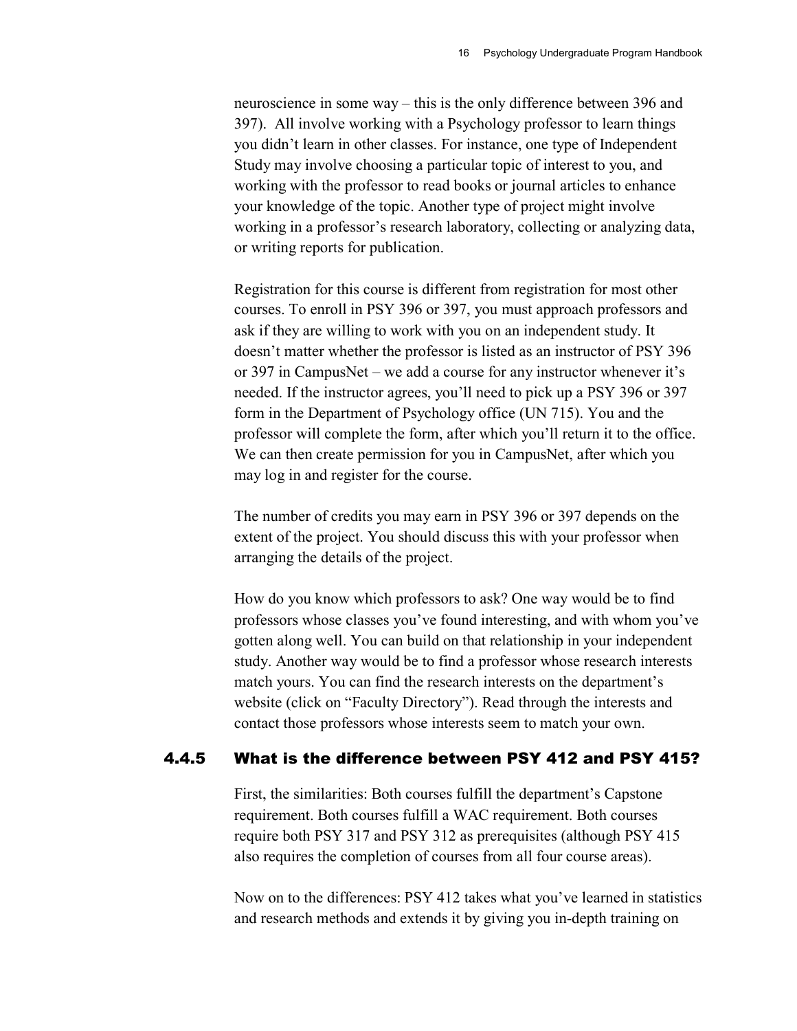neuroscience in some way – this is the only difference between 396 and 397). All involve working with a Psychology professor to learn things you didn't learn in other classes. For instance, one type of Independent Study may involve choosing a particular topic of interest to you, and working with the professor to read books or journal articles to enhance your knowledge of the topic. Another type of project might involve working in a professor's research laboratory, collecting or analyzing data, or writing reports for publication.

Registration for this course is different from registration for most other courses. To enroll in PSY 396 or 397, you must approach professors and ask if they are willing to work with you on an independent study. It doesn't matter whether the professor is listed as an instructor of PSY 396 or 397 in CampusNet – we add a course for any instructor whenever it's needed. If the instructor agrees, you'll need to pick up a PSY 396 or 397 form in the Department of Psychology office (UN 715). You and the professor will complete the form, after which you'll return it to the office. We can then create permission for you in CampusNet, after which you may log in and register for the course.

The number of credits you may earn in PSY 396 or 397 depends on the extent of the project. You should discuss this with your professor when arranging the details of the project.

How do you know which professors to ask? One way would be to find professors whose classes you've found interesting, and with whom you've gotten along well. You can build on that relationship in your independent study. Another way would be to find a professor whose research interests match yours. You can find the research interests on the department's website (click on "Faculty Directory"). Read through the interests and contact those professors whose interests seem to match your own.

### 4.4.5 What is the difference between PSY 412 and PSY 415?

First, the similarities: Both courses fulfill the department's Capstone requirement. Both courses fulfill a WAC requirement. Both courses require both PSY 317 and PSY 312 as prerequisites (although PSY 415 also requires the completion of courses from all four course areas).

Now on to the differences: PSY 412 takes what you've learned in statistics and research methods and extends it by giving you in-depth training on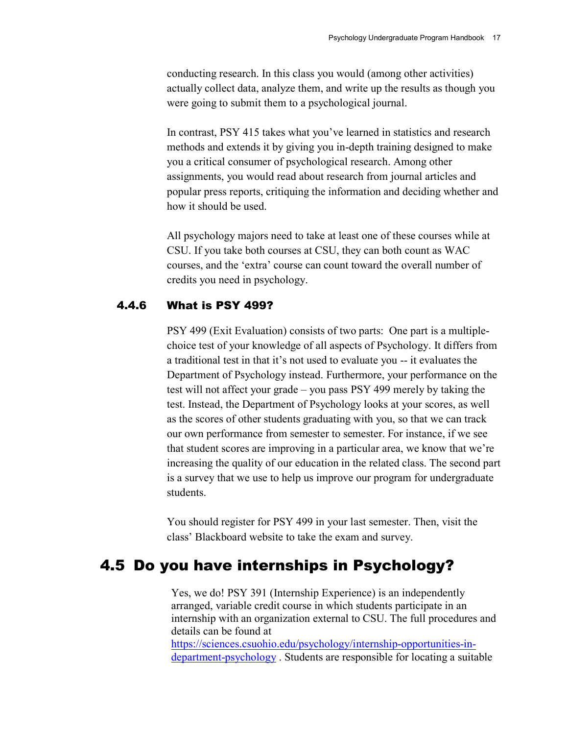conducting research. In this class you would (among other activities) actually collect data, analyze them, and write up the results as though you were going to submit them to a psychological journal.

In contrast, PSY 415 takes what you've learned in statistics and research methods and extends it by giving you in-depth training designed to make you a critical consumer of psychological research. Among other assignments, you would read about research from journal articles and popular press reports, critiquing the information and deciding whether and how it should be used.

All psychology majors need to take at least one of these courses while at CSU. If you take both courses at CSU, they can both count as WAC courses, and the 'extra' course can count toward the overall number of credits you need in psychology.

### 4.4.6 What is PSY 499?

PSY 499 (Exit Evaluation) consists of two parts: One part is a multiple-choice test of your knowledge of all aspects of Psychology. It differs from a traditional test in that it's not used to evaluate you -- it evaluates the Department of Psychology instead. Furthermore, your performance on the test will not affect your grade – you pass PSY 499 merely by taking the test. Instead, the Department of Psychology looks at your scores, as well as the scores of other students graduating with you, so that we can track our own performance from semester to semester. For instance, if we see that student scores are improving in a particular area, we know that we're increasing the quality of our education in the related class. The second part is a survey that we use to help us improve our program for undergraduate students.

You should register for PSY 499 in your last semester. Then, visit the class' Blackboard website to take the exam and survey.

## 4.5 Do you have internships in Psychology?

Yes, we do! PSY 391 (Internship Experience) is an independently arranged, variable credit course in which students participate in an internship with an organization external to CSU. The full procedures and details can be found at [https://sciences.csuohio.edu/psychology/internship-opportunities-in-department-psychology](https://sciences.csuohio.edu/psychology/internship-opportunities-in-department-psychology) . Students are responsible for locating a suitable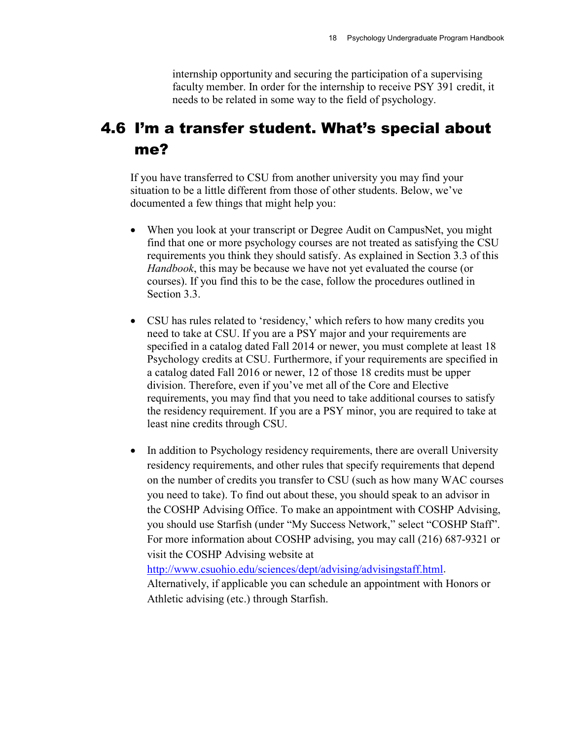internship opportunity and securing the participation of a supervising faculty member. In order for the internship to receive PSY 391 credit, it needs to be related in some way to the field of psychology.

## 4.6 I'm a transfer student. What's special about me?

If you have transferred to CSU from another university you may find your situation to be a little different from those of other students. Below, we've documented a few things that might help you:

- When you look at your transcript or Degree Audit on CampusNet, you might find that one or more psychology courses are not treated as satisfying the CSU requirements you think they should satisfy. As explained in Section 3.3 of this *Handbook*, this may be because we have not yet evaluated the course (or courses). If you find this to be the case, follow the procedures outlined in Section 3.3.

- CSU has rules related to 'residency,' which refers to how many credits you need to take at CSU. If you are a PSY major and your requirements are specified in a catalog dated Fall 2014 or newer, you must complete at least 18 Psychology credits at CSU. Furthermore, if your requirements are specified in a catalog dated Fall 2016 or newer, 12 of those 18 credits must be upper division. Therefore, even if you've met all of the Core and Elective requirements, you may find that you need to take additional courses to satisfy the residency requirement. If you are a PSY minor, you are required to take at least nine credits through CSU.

- In addition to Psychology residency requirements, there are overall University residency requirements, and other rules that specify requirements that depend on the number of credits you transfer to CSU (such as how many WAC courses you need to take). To find out about these, you should speak to an advisor in the COSHP Advising Office. To make an appointment with COSHP Advising, you should use Starfish (under "My Success Network," select "COSHP Staff". For more information about COSHP advising, you may call (216) 687-9321 or visit the COSHP Advising website at http://www.csuohio.edu/sciences/dept/advising/advisingstaff.html. Alternatively, if applicable you can schedule an appointment with Honors or Athletic advising (etc.) through Starfish.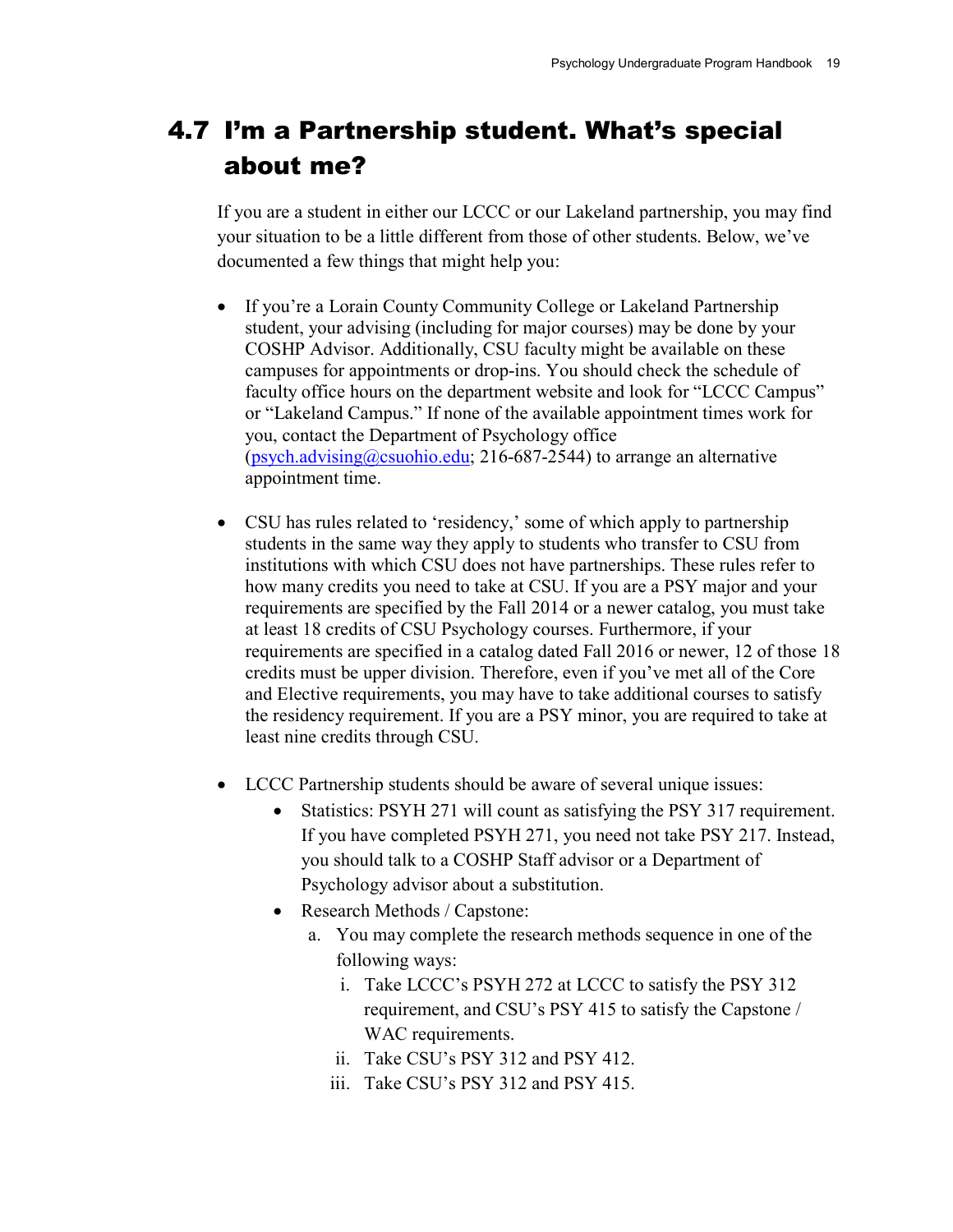## 4.7 I'm a Partnership student. What's special about me?

If you are a student in either our LCCC or our Lakeland partnership, you may find your situation to be a little different from those of other students. Below, we've documented a few things that might help you:

- If you're a Lorain County Community College or Lakeland Partnership student, your advising (including for major courses) may be done by your COSHP Advisor. Additionally, CSU faculty might be available on these campuses for appointments or drop-ins. You should check the schedule of faculty office hours on the department website and look for "LCCC Campus" or "Lakeland Campus." If none of the available appointment times work for you, contact the Department of Psychology office (psych.advising@csuohio.edu; 216-687-2544) to arrange an alternative appointment time.

- CSU has rules related to 'residency,' some of which apply to partnership students in the same way they apply to students who transfer to CSU from institutions with which CSU does not have partnerships. These rules refer to how many credits you need to take at CSU. If you are a PSY major and your requirements are specified by the Fall 2014 or a newer catalog, you must take at least 18 credits of CSU Psychology courses. Furthermore, if your requirements are specified in a catalog dated Fall 2016 or newer, 12 of those 18 credits must be upper division. Therefore, even if you've met all of the Core and Elective requirements, you may have to take additional courses to satisfy the residency requirement. If you are a PSY minor, you are required to take at least nine credits through CSU.

- LCCC Partnership students should be aware of several unique issues:
  - Statistics: PSYH 271 will count as satisfying the PSY 317 requirement. If you have completed PSYH 271, you need not take PSY 217. Instead, you should talk to a COSHP Staff advisor or a Department of Psychology advisor about a substitution.
  - Research Methods / Capstone:
    a. You may complete the research methods sequence in one of the following ways:
       i. Take LCCC's PSYH 272 at LCCC to satisfy the PSY 312 requirement, and CSU's PSY 415 to satisfy the Capstone / WAC requirements.
       ii. Take CSU's PSY 312 and PSY 412.
       iii. Take CSU's PSY 312 and PSY 415.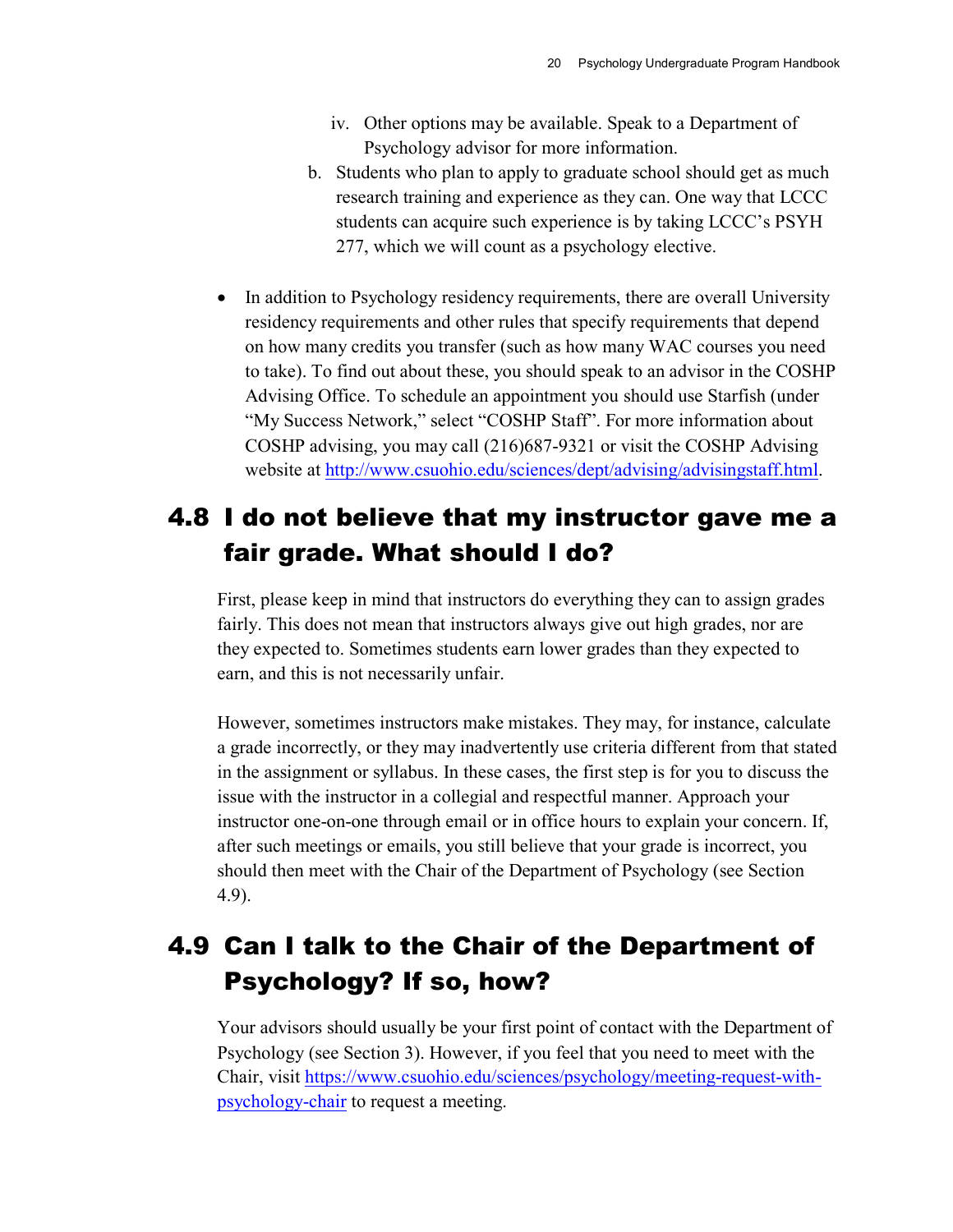iv. Other options may be available. Speak to a Department of Psychology advisor for more information.

  b. Students who plan to apply to graduate school should get as much research training and experience as they can. One way that LCCC students can acquire such experience is by taking LCCC's PSYH 277, which we will count as a psychology elective.

- In addition to Psychology residency requirements, there are overall University residency requirements and other rules that specify requirements that depend on how many credits you transfer (such as how many WAC courses you need to take). To find out about these, you should speak to an advisor in the COSHP Advising Office. To schedule an appointment you should use Starfish (under "My Success Network," select "COSHP Staff". For more information about COSHP advising, you may call (216)687-9321 or visit the COSHP Advising website at [http://www.csuohio.edu/sciences/dept/advising/advisingstaff.html](http://www.csuohio.edu/sciences/dept/advising/advisingstaff.html).

## 4.8 I do not believe that my instructor gave me a fair grade. What should I do?

First, please keep in mind that instructors do everything they can to assign grades fairly. This does not mean that instructors always give out high grades, nor are they expected to. Sometimes students earn lower grades than they expected to earn, and this is not necessarily unfair.

However, sometimes instructors make mistakes. They may, for instance, calculate a grade incorrectly, or they may inadvertently use criteria different from that stated in the assignment or syllabus. In these cases, the first step is for you to discuss the issue with the instructor in a collegial and respectful manner. Approach your instructor one-on-one through email or in office hours to explain your concern. If, after such meetings or emails, you still believe that your grade is incorrect, you should then meet with the Chair of the Department of Psychology (see Section 4.9).

## 4.9 Can I talk to the Chair of the Department of Psychology? If so, how?

Your advisors should usually be your first point of contact with the Department of Psychology (see Section 3). However, if you feel that you need to meet with the Chair, visit [https://www.csuohio.edu/sciences/psychology/meeting-request-with-psychology-chair](https://www.csuohio.edu/sciences/psychology/meeting-request-with-psychology-chair) to request a meeting.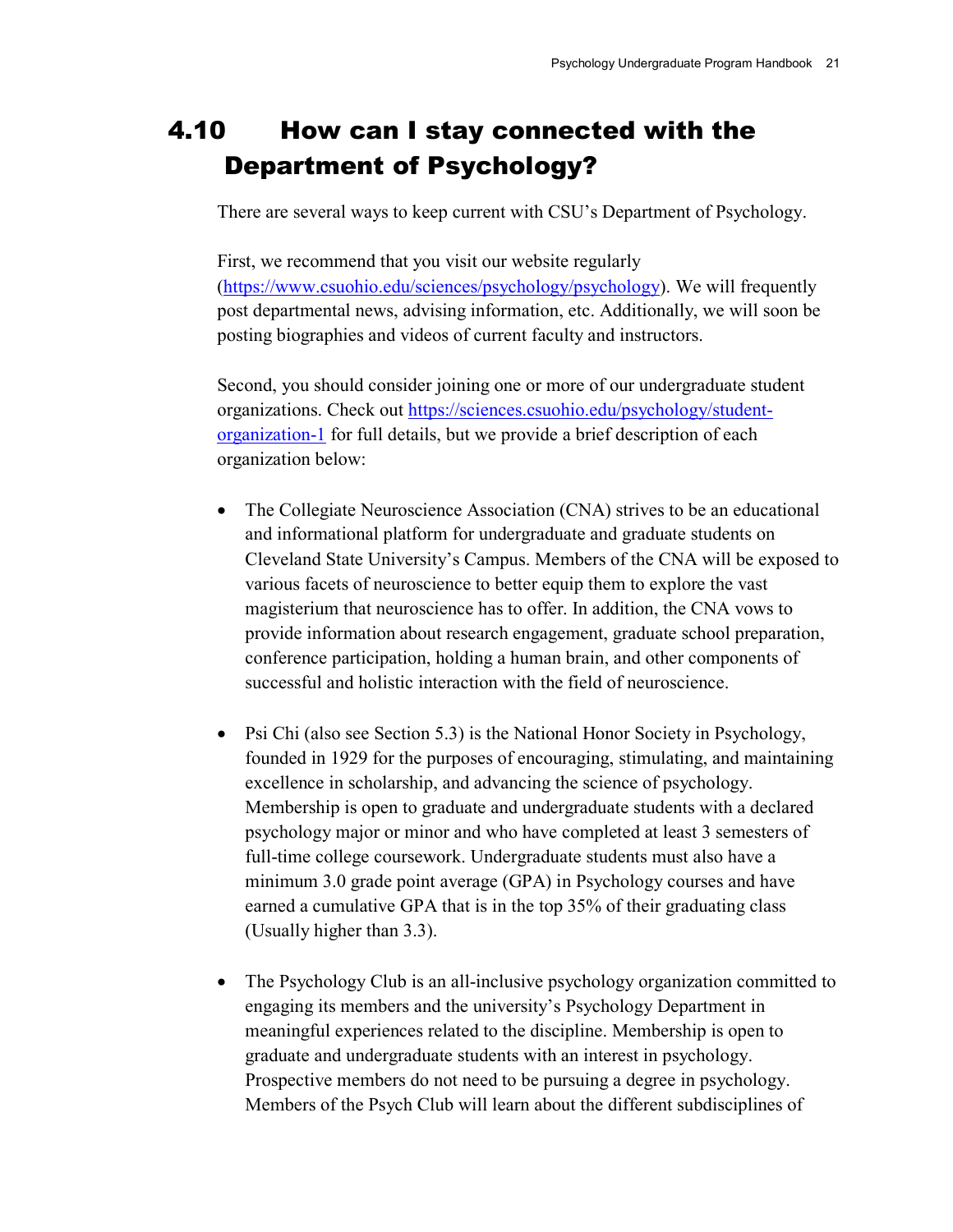## 4.10 How can I stay connected with the Department of Psychology?

There are several ways to keep current with CSU's Department of Psychology.

First, we recommend that you visit our website regularly (https://www.csuohio.edu/sciences/psychology/psychology). We will frequently post departmental news, advising information, etc. Additionally, we will soon be posting biographies and videos of current faculty and instructors.

Second, you should consider joining one or more of our undergraduate student organizations. Check out https://sciences.csuohio.edu/psychology/student-organization-1 for full details, but we provide a brief description of each organization below:

- The Collegiate Neuroscience Association (CNA) strives to be an educational and informational platform for undergraduate and graduate students on Cleveland State University's Campus. Members of the CNA will be exposed to various facets of neuroscience to better equip them to explore the vast magisterium that neuroscience has to offer. In addition, the CNA vows to provide information about research engagement, graduate school preparation, conference participation, holding a human brain, and other components of successful and holistic interaction with the field of neuroscience.

- Psi Chi (also see Section 5.3) is the National Honor Society in Psychology, founded in 1929 for the purposes of encouraging, stimulating, and maintaining excellence in scholarship, and advancing the science of psychology. Membership is open to graduate and undergraduate students with a declared psychology major or minor and who have completed at least 3 semesters of full-time college coursework. Undergraduate students must also have a minimum 3.0 grade point average (GPA) in Psychology courses and have earned a cumulative GPA that is in the top 35% of their graduating class (Usually higher than 3.3).

- The Psychology Club is an all-inclusive psychology organization committed to engaging its members and the university's Psychology Department in meaningful experiences related to the discipline. Membership is open to graduate and undergraduate students with an interest in psychology. Prospective members do not need to be pursuing a degree in psychology. Members of the Psych Club will learn about the different subdisciplines of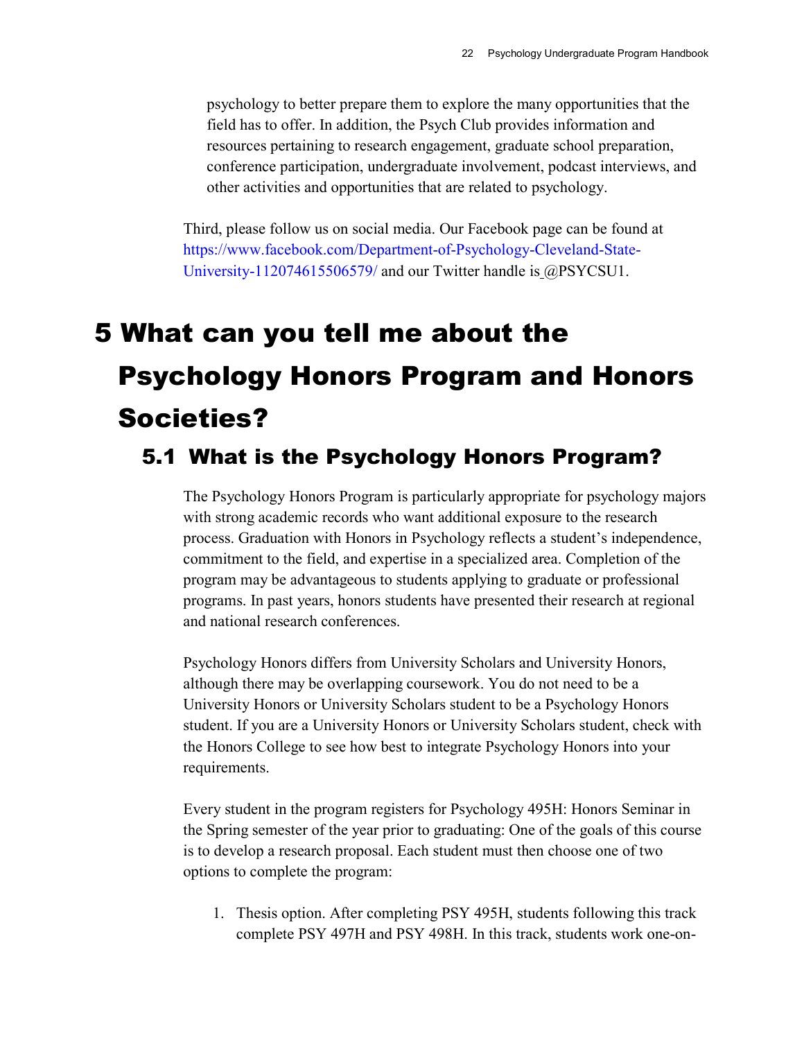psychology to better prepare them to explore the many opportunities that the field has to offer. In addition, the Psych Club provides information and resources pertaining to research engagement, graduate school preparation, conference participation, undergraduate involvement, podcast interviews, and other activities and opportunities that are related to psychology.

Third, please follow us on social media. Our Facebook page can be found at https://www.facebook.com/Department-of-Psychology-Cleveland-State-University-112074615506579/ and our Twitter handle is @PSYCSU1.

# 5 What can you tell me about the Psychology Honors Program and Honors Societies?

## 5.1 What is the Psychology Honors Program?

The Psychology Honors Program is particularly appropriate for psychology majors with strong academic records who want additional exposure to the research process. Graduation with Honors in Psychology reflects a student's independence, commitment to the field, and expertise in a specialized area. Completion of the program may be advantageous to students applying to graduate or professional programs. In past years, honors students have presented their research at regional and national research conferences.

Psychology Honors differs from University Scholars and University Honors, although there may be overlapping coursework. You do not need to be a University Honors or University Scholars student to be a Psychology Honors student. If you are a University Honors or University Scholars student, check with the Honors College to see how best to integrate Psychology Honors into your requirements.

Every student in the program registers for Psychology 495H: Honors Seminar in the Spring semester of the year prior to graduating: One of the goals of this course is to develop a research proposal. Each student must then choose one of two options to complete the program:

1. Thesis option. After completing PSY 495H, students following this track complete PSY 497H and PSY 498H. In this track, students work one-on-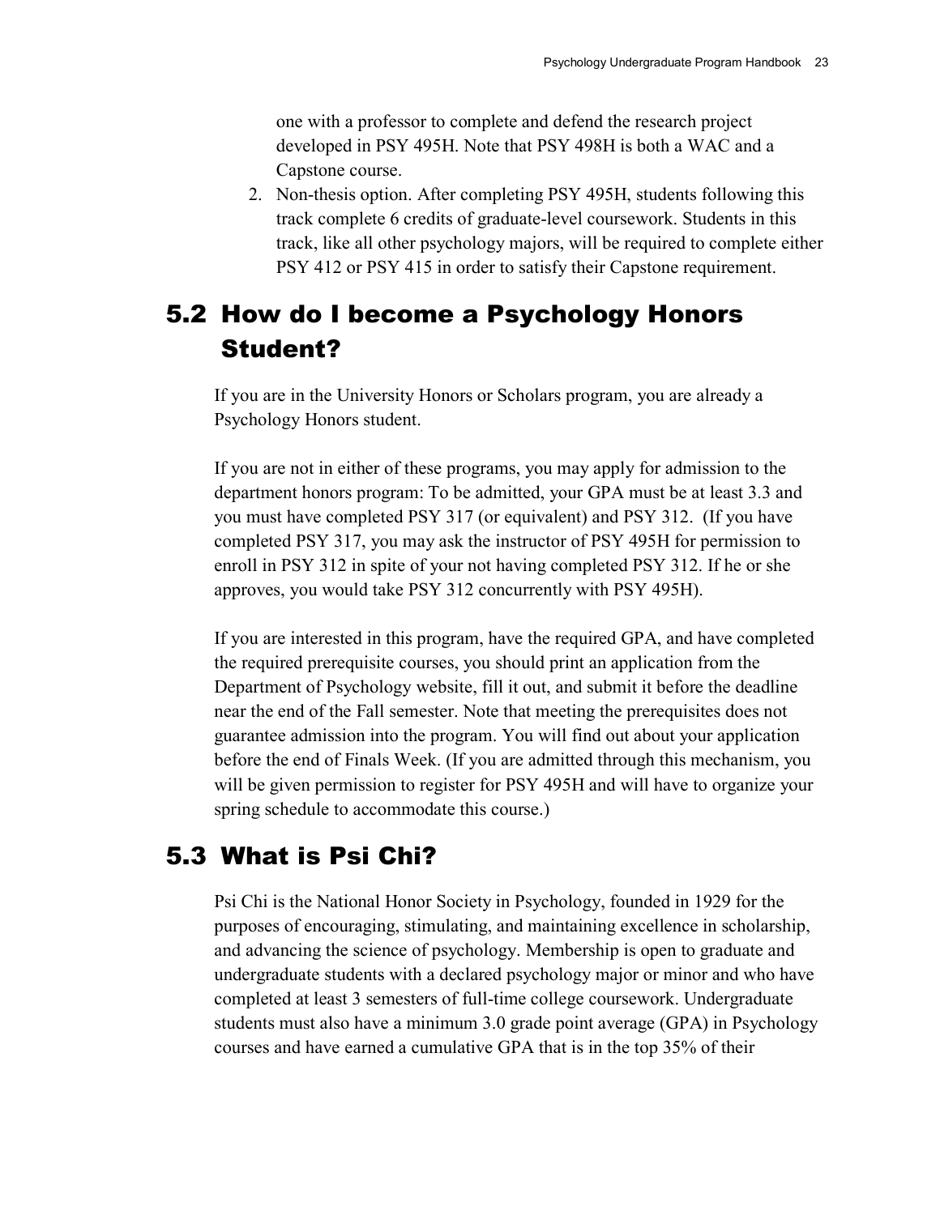one with a professor to complete and defend the research project developed in PSY 495H. Note that PSY 498H is both a WAC and a Capstone course.

2. Non-thesis option. After completing PSY 495H, students following this track complete 6 credits of graduate-level coursework. Students in this track, like all other psychology majors, will be required to complete either PSY 412 or PSY 415 in order to satisfy their Capstone requirement.

## 5.2 How do I become a Psychology Honors Student?

If you are in the University Honors or Scholars program, you are already a Psychology Honors student.

If you are not in either of these programs, you may apply for admission to the department honors program: To be admitted, your GPA must be at least 3.3 and you must have completed PSY 317 (or equivalent) and PSY 312. (If you have completed PSY 317, you may ask the instructor of PSY 495H for permission to enroll in PSY 312 in spite of your not having completed PSY 312. If he or she approves, you would take PSY 312 concurrently with PSY 495H).

If you are interested in this program, have the required GPA, and have completed the required prerequisite courses, you should print an application from the Department of Psychology website, fill it out, and submit it before the deadline near the end of the Fall semester. Note that meeting the prerequisites does not guarantee admission into the program. You will find out about your application before the end of Finals Week. (If you are admitted through this mechanism, you will be given permission to register for PSY 495H and will have to organize your spring schedule to accommodate this course.)

## 5.3 What is Psi Chi?

Psi Chi is the National Honor Society in Psychology, founded in 1929 for the purposes of encouraging, stimulating, and maintaining excellence in scholarship, and advancing the science of psychology. Membership is open to graduate and undergraduate students with a declared psychology major or minor and who have completed at least 3 semesters of full-time college coursework. Undergraduate students must also have a minimum 3.0 grade point average (GPA) in Psychology courses and have earned a cumulative GPA that is in the top 35% of their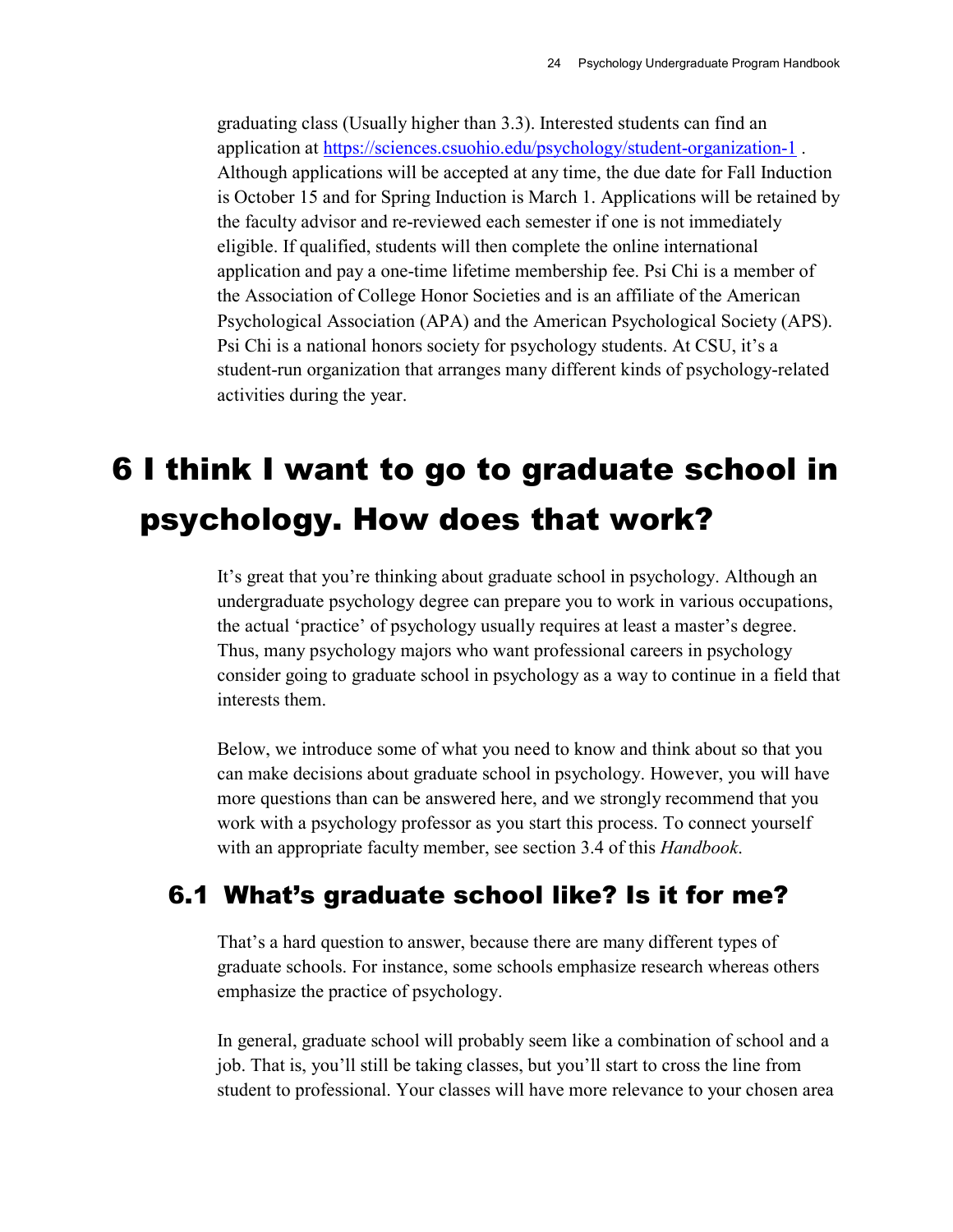graduating class (Usually higher than 3.3). Interested students can find an application at [https://sciences.csuohio.edu/psychology/student-organization-1](https://sciences.csuohio.edu/psychology/student-organization-1) . Although applications will be accepted at any time, the due date for Fall Induction is October 15 and for Spring Induction is March 1. Applications will be retained by the faculty advisor and re-reviewed each semester if one is not immediately eligible. If qualified, students will then complete the online international application and pay a one-time lifetime membership fee. Psi Chi is a member of the Association of College Honor Societies and is an affiliate of the American Psychological Association (APA) and the American Psychological Society (APS). Psi Chi is a national honors society for psychology students. At CSU, it's a student-run organization that arranges many different kinds of psychology-related activities during the year.

# 6 I think I want to go to graduate school in psychology. How does that work?

It's great that you're thinking about graduate school in psychology. Although an undergraduate psychology degree can prepare you to work in various occupations, the actual 'practice' of psychology usually requires at least a master's degree. Thus, many psychology majors who want professional careers in psychology consider going to graduate school in psychology as a way to continue in a field that interests them.

Below, we introduce some of what you need to know and think about so that you can make decisions about graduate school in psychology. However, you will have more questions than can be answered here, and we strongly recommend that you work with a psychology professor as you start this process. To connect yourself with an appropriate faculty member, see section 3.4 of this *Handbook*.

## 6.1 What's graduate school like? Is it for me?

That's a hard question to answer, because there are many different types of graduate schools. For instance, some schools emphasize research whereas others emphasize the practice of psychology.

In general, graduate school will probably seem like a combination of school and a job. That is, you'll still be taking classes, but you'll start to cross the line from student to professional. Your classes will have more relevance to your chosen area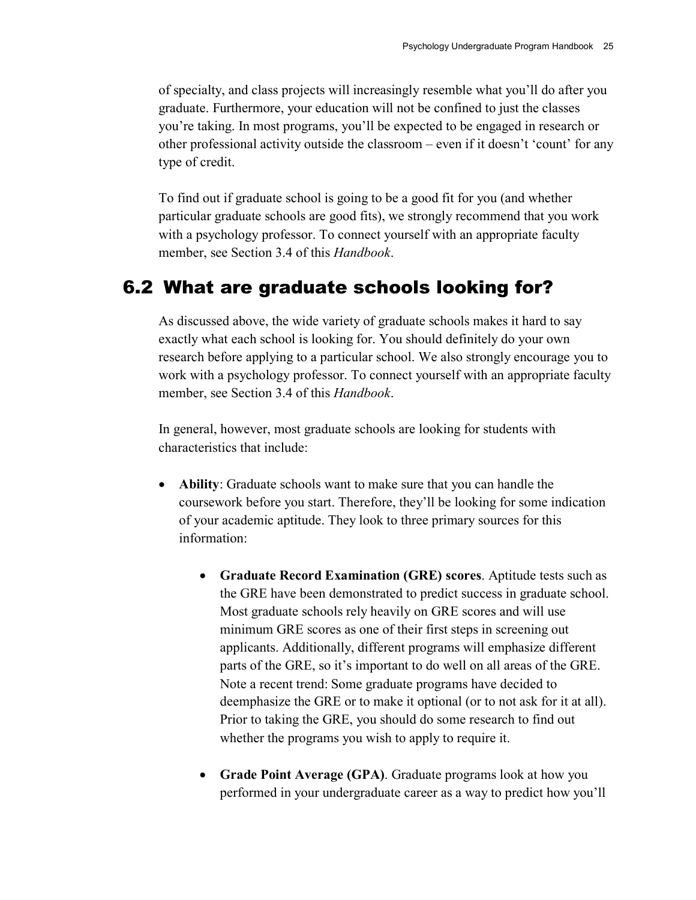of specialty, and class projects will increasingly resemble what you'll do after you graduate. Furthermore, your education will not be confined to just the classes you're taking. In most programs, you'll be expected to be engaged in research or other professional activity outside the classroom – even if it doesn't 'count' for any type of credit.

To find out if graduate school is going to be a good fit for you (and whether particular graduate schools are good fits), we strongly recommend that you work with a psychology professor. To connect yourself with an appropriate faculty member, see Section 3.4 of this *Handbook*.

## 6.2 What are graduate schools looking for?

As discussed above, the wide variety of graduate schools makes it hard to say exactly what each school is looking for. You should definitely do your own research before applying to a particular school. We also strongly encourage you to work with a psychology professor. To connect yourself with an appropriate faculty member, see Section 3.4 of this *Handbook*.

In general, however, most graduate schools are looking for students with characteristics that include:

- **Ability**: Graduate schools want to make sure that you can handle the coursework before you start. Therefore, they'll be looking for some indication of your academic aptitude. They look to three primary sources for this information:

    - **Graduate Record Examination (GRE) scores**. Aptitude tests such as the GRE have been demonstrated to predict success in graduate school. Most graduate schools rely heavily on GRE scores and will use minimum GRE scores as one of their first steps in screening out applicants. Additionally, different programs will emphasize different parts of the GRE, so it's important to do well on all areas of the GRE. Note a recent trend: Some graduate programs have decided to deemphasize the GRE or to make it optional (or to not ask for it at all). Prior to taking the GRE, you should do some research to find out whether the programs you wish to apply to require it.

    - **Grade Point Average (GPA)**. Graduate programs look at how you performed in your undergraduate career as a way to predict how you'll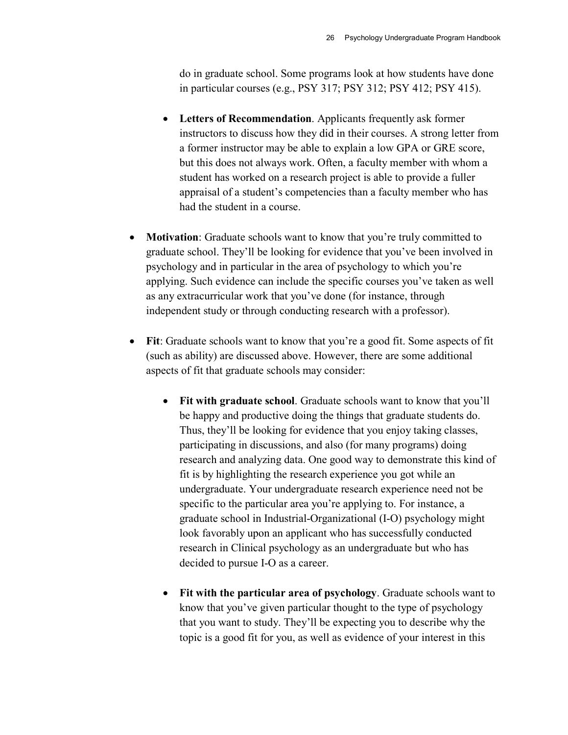do in graduate school. Some programs look at how students have done in particular courses (e.g., PSY 317; PSY 312; PSY 412; PSY 415).

  - **Letters of Recommendation**. Applicants frequently ask former instructors to discuss how they did in their courses. A strong letter from a former instructor may be able to explain a low GPA or GRE score, but this does not always work. Often, a faculty member with whom a student has worked on a research project is able to provide a fuller appraisal of a student's competencies than a faculty member who has had the student in a course.

- **Motivation**: Graduate schools want to know that you're truly committed to graduate school. They'll be looking for evidence that you've been involved in psychology and in particular in the area of psychology to which you're applying. Such evidence can include the specific courses you've taken as well as any extracurricular work that you've done (for instance, through independent study or through conducting research with a professor).

- **Fit**: Graduate schools want to know that you're a good fit. Some aspects of fit (such as ability) are discussed above. However, there are some additional aspects of fit that graduate schools may consider:

  - **Fit with graduate school**. Graduate schools want to know that you'll be happy and productive doing the things that graduate students do. Thus, they'll be looking for evidence that you enjoy taking classes, participating in discussions, and also (for many programs) doing research and analyzing data. One good way to demonstrate this kind of fit is by highlighting the research experience you got while an undergraduate. Your undergraduate research experience need not be specific to the particular area you're applying to. For instance, a graduate school in Industrial-Organizational (I-O) psychology might look favorably upon an applicant who has successfully conducted research in Clinical psychology as an undergraduate but who has decided to pursue I-O as a career.

  - **Fit with the particular area of psychology**. Graduate schools want to know that you've given particular thought to the type of psychology that you want to study. They'll be expecting you to describe why the topic is a good fit for you, as well as evidence of your interest in this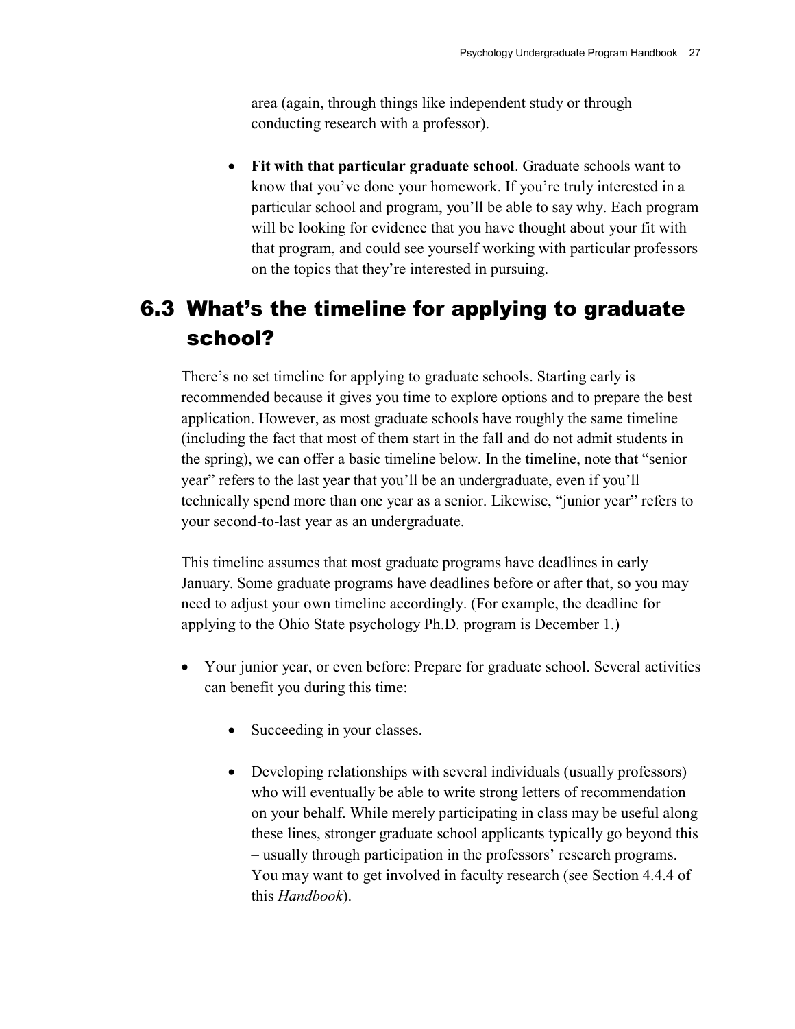area (again, through things like independent study or through conducting research with a professor).

- **Fit with that particular graduate school**. Graduate schools want to know that you've done your homework. If you're truly interested in a particular school and program, you'll be able to say why. Each program will be looking for evidence that you have thought about your fit with that program, and could see yourself working with particular professors on the topics that they're interested in pursuing.

## 6.3 What's the timeline for applying to graduate school?

There's no set timeline for applying to graduate schools. Starting early is recommended because it gives you time to explore options and to prepare the best application. However, as most graduate schools have roughly the same timeline (including the fact that most of them start in the fall and do not admit students in the spring), we can offer a basic timeline below. In the timeline, note that "senior year" refers to the last year that you'll be an undergraduate, even if you'll technically spend more than one year as a senior. Likewise, "junior year" refers to your second-to-last year as an undergraduate.

This timeline assumes that most graduate programs have deadlines in early January. Some graduate programs have deadlines before or after that, so you may need to adjust your own timeline accordingly. (For example, the deadline for applying to the Ohio State psychology Ph.D. program is December 1.)

- Your junior year, or even before: Prepare for graduate school. Several activities can benefit you during this time:
  - Succeeding in your classes.
  - Developing relationships with several individuals (usually professors) who will eventually be able to write strong letters of recommendation on your behalf. While merely participating in class may be useful along these lines, stronger graduate school applicants typically go beyond this – usually through participation in the professors' research programs. You may want to get involved in faculty research (see Section 4.4.4 of this *Handbook*).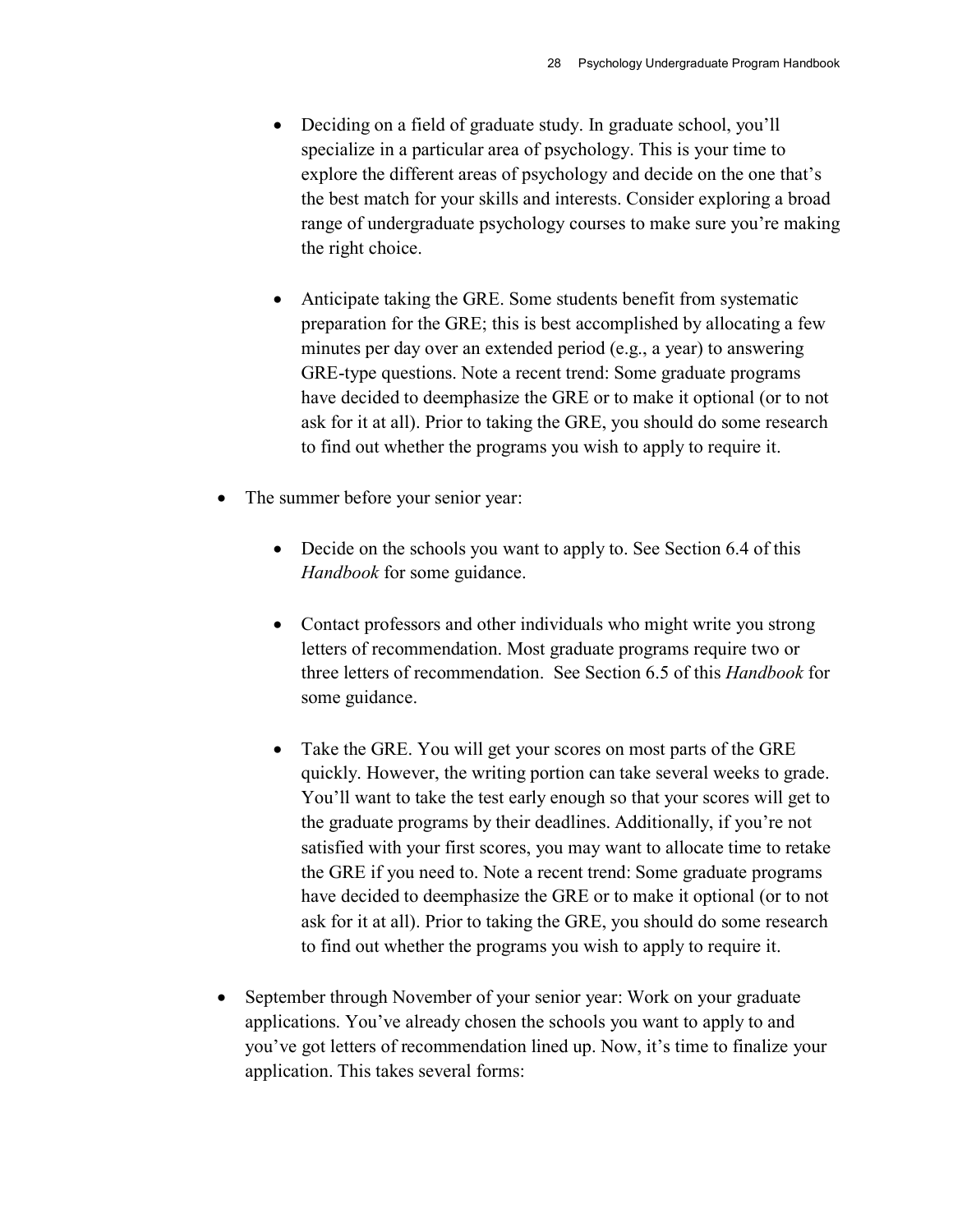- Deciding on a field of graduate study. In graduate school, you'll specialize in a particular area of psychology. This is your time to explore the different areas of psychology and decide on the one that's the best match for your skills and interests. Consider exploring a broad range of undergraduate psychology courses to make sure you're making the right choice.

    - Anticipate taking the GRE. Some students benefit from systematic preparation for the GRE; this is best accomplished by allocating a few minutes per day over an extended period (e.g., a year) to answering GRE-type questions. Note a recent trend: Some graduate programs have decided to deemphasize the GRE or to make it optional (or to not ask for it at all). Prior to taking the GRE, you should do some research to find out whether the programs you wish to apply to require it.

- The summer before your senior year:

    - Decide on the schools you want to apply to. See Section 6.4 of this *Handbook* for some guidance.

    - Contact professors and other individuals who might write you strong letters of recommendation. Most graduate programs require two or three letters of recommendation. See Section 6.5 of this *Handbook* for some guidance.

    - Take the GRE. You will get your scores on most parts of the GRE quickly. However, the writing portion can take several weeks to grade. You'll want to take the test early enough so that your scores will get to the graduate programs by their deadlines. Additionally, if you're not satisfied with your first scores, you may want to allocate time to retake the GRE if you need to. Note a recent trend: Some graduate programs have decided to deemphasize the GRE or to make it optional (or to not ask for it at all). Prior to taking the GRE, you should do some research to find out whether the programs you wish to apply to require it.

- September through November of your senior year: Work on your graduate applications. You've already chosen the schools you want to apply to and you've got letters of recommendation lined up. Now, it's time to finalize your application. This takes several forms: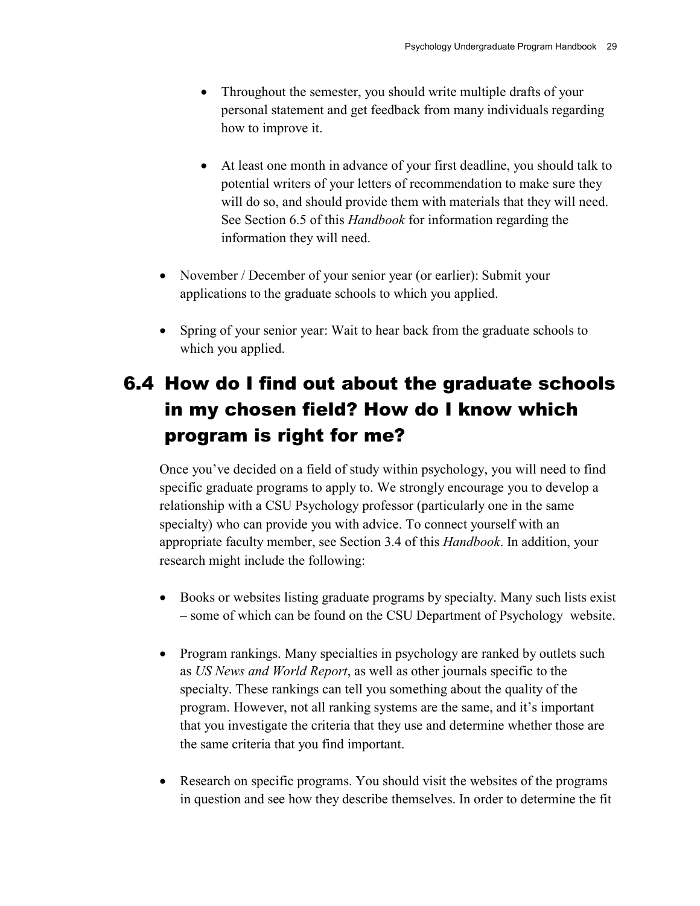- Throughout the semester, you should write multiple drafts of your personal statement and get feedback from many individuals regarding how to improve it.

  - At least one month in advance of your first deadline, you should talk to potential writers of your letters of recommendation to make sure they will do so, and should provide them with materials that they will need. See Section 6.5 of this *Handbook* for information regarding the information they will need.

- November / December of your senior year (or earlier): Submit your applications to the graduate schools to which you applied.

- Spring of your senior year: Wait to hear back from the graduate schools to which you applied.

## 6.4 How do I find out about the graduate schools in my chosen field? How do I know which program is right for me?

Once you've decided on a field of study within psychology, you will need to find specific graduate programs to apply to. We strongly encourage you to develop a relationship with a CSU Psychology professor (particularly one in the same specialty) who can provide you with advice. To connect yourself with an appropriate faculty member, see Section 3.4 of this *Handbook*. In addition, your research might include the following:

- Books or websites listing graduate programs by specialty. Many such lists exist – some of which can be found on the CSU Department of Psychology website.

- Program rankings. Many specialties in psychology are ranked by outlets such as *US News and World Report*, as well as other journals specific to the specialty. These rankings can tell you something about the quality of the program. However, not all ranking systems are the same, and it's important that you investigate the criteria that they use and determine whether those are the same criteria that you find important.

- Research on specific programs. You should visit the websites of the programs in question and see how they describe themselves. In order to determine the fit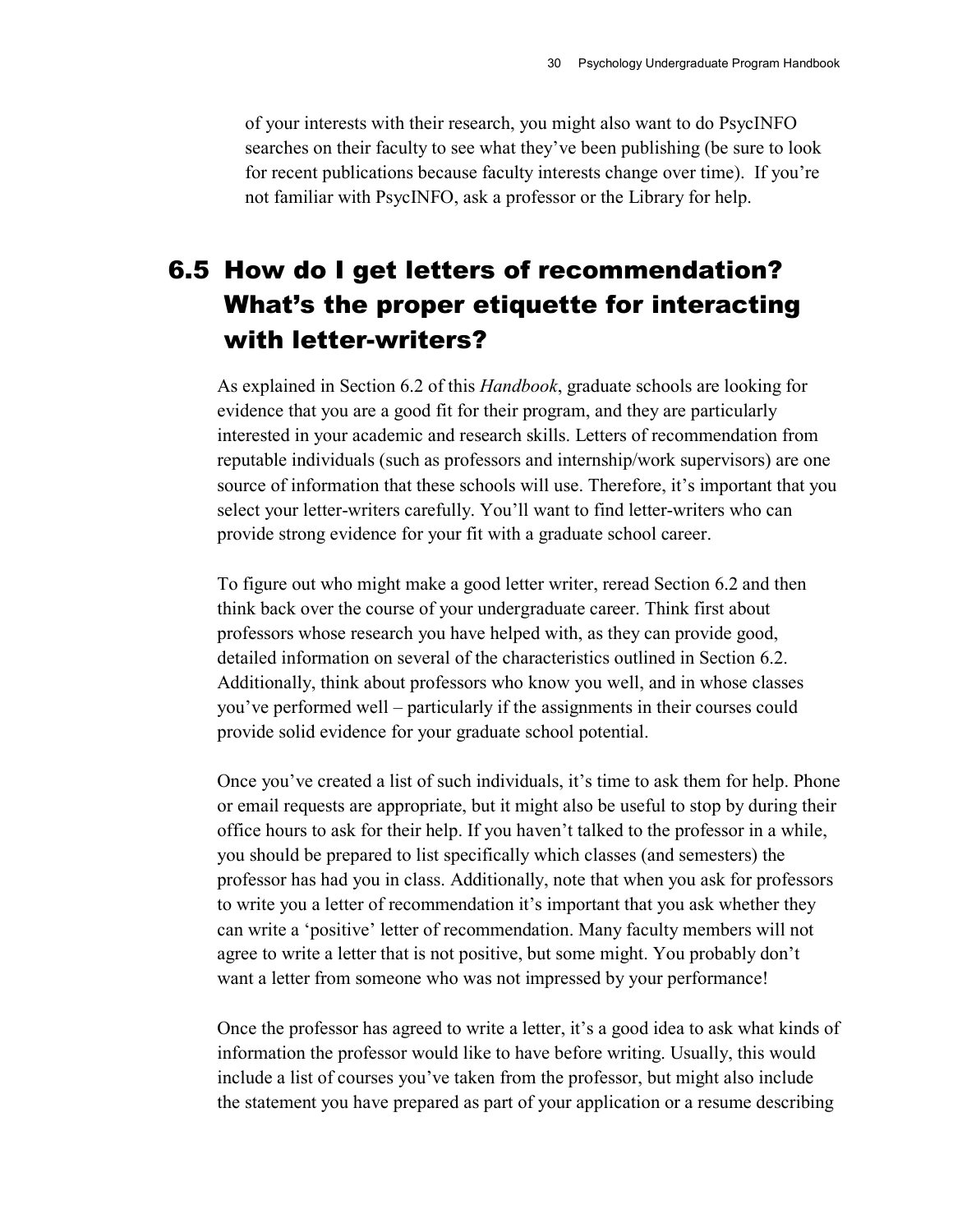of your interests with their research, you might also want to do PsycINFO searches on their faculty to see what they've been publishing (be sure to look for recent publications because faculty interests change over time). If you're not familiar with PsycINFO, ask a professor or the Library for help.

## 6.5 How do I get letters of recommendation? What's the proper etiquette for interacting with letter-writers?

As explained in Section 6.2 of this *Handbook*, graduate schools are looking for evidence that you are a good fit for their program, and they are particularly interested in your academic and research skills. Letters of recommendation from reputable individuals (such as professors and internship/work supervisors) are one source of information that these schools will use. Therefore, it's important that you select your letter-writers carefully. You'll want to find letter-writers who can provide strong evidence for your fit with a graduate school career.

To figure out who might make a good letter writer, reread Section 6.2 and then think back over the course of your undergraduate career. Think first about professors whose research you have helped with, as they can provide good, detailed information on several of the characteristics outlined in Section 6.2. Additionally, think about professors who know you well, and in whose classes you've performed well – particularly if the assignments in their courses could provide solid evidence for your graduate school potential.

Once you've created a list of such individuals, it's time to ask them for help. Phone or email requests are appropriate, but it might also be useful to stop by during their office hours to ask for their help. If you haven't talked to the professor in a while, you should be prepared to list specifically which classes (and semesters) the professor has had you in class. Additionally, note that when you ask for professors to write you a letter of recommendation it's important that you ask whether they can write a 'positive' letter of recommendation. Many faculty members will not agree to write a letter that is not positive, but some might. You probably don't want a letter from someone who was not impressed by your performance!

Once the professor has agreed to write a letter, it's a good idea to ask what kinds of information the professor would like to have before writing. Usually, this would include a list of courses you've taken from the professor, but might also include the statement you have prepared as part of your application or a resume describing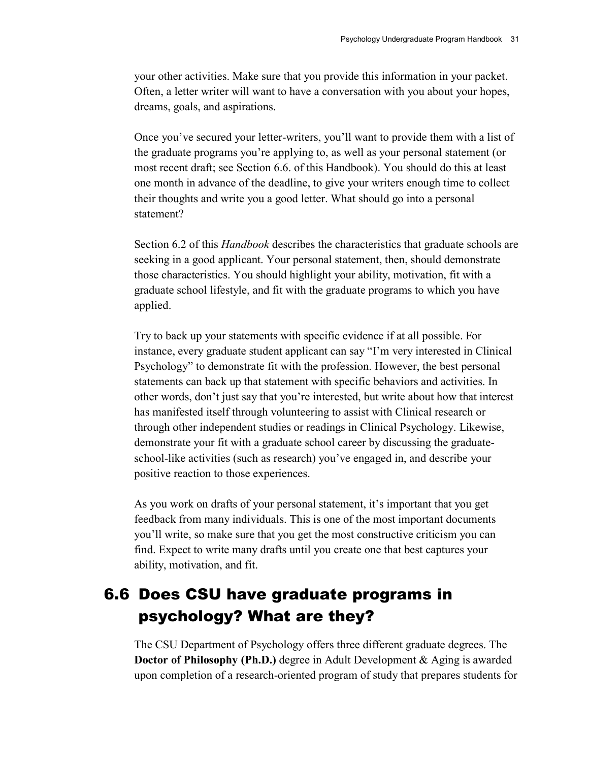your other activities. Make sure that you provide this information in your packet. Often, a letter writer will want to have a conversation with you about your hopes, dreams, goals, and aspirations.

Once you've secured your letter-writers, you'll want to provide them with a list of the graduate programs you're applying to, as well as your personal statement (or most recent draft; see Section 6.6. of this Handbook). You should do this at least one month in advance of the deadline, to give your writers enough time to collect their thoughts and write you a good letter. What should go into a personal statement?

Section 6.2 of this *Handbook* describes the characteristics that graduate schools are seeking in a good applicant. Your personal statement, then, should demonstrate those characteristics. You should highlight your ability, motivation, fit with a graduate school lifestyle, and fit with the graduate programs to which you have applied.

Try to back up your statements with specific evidence if at all possible. For instance, every graduate student applicant can say "I'm very interested in Clinical Psychology" to demonstrate fit with the profession. However, the best personal statements can back up that statement with specific behaviors and activities. In other words, don't just say that you're interested, but write about how that interest has manifested itself through volunteering to assist with Clinical research or through other independent studies or readings in Clinical Psychology. Likewise, demonstrate your fit with a graduate school career by discussing the graduate-school-like activities (such as research) you've engaged in, and describe your positive reaction to those experiences.

As you work on drafts of your personal statement, it's important that you get feedback from many individuals. This is one of the most important documents you'll write, so make sure that you get the most constructive criticism you can find. Expect to write many drafts until you create one that best captures your ability, motivation, and fit.

## 6.6 Does CSU have graduate programs in psychology? What are they?

The CSU Department of Psychology offers three different graduate degrees. The **Doctor of Philosophy (Ph.D.)** degree in Adult Development & Aging is awarded upon completion of a research-oriented program of study that prepares students for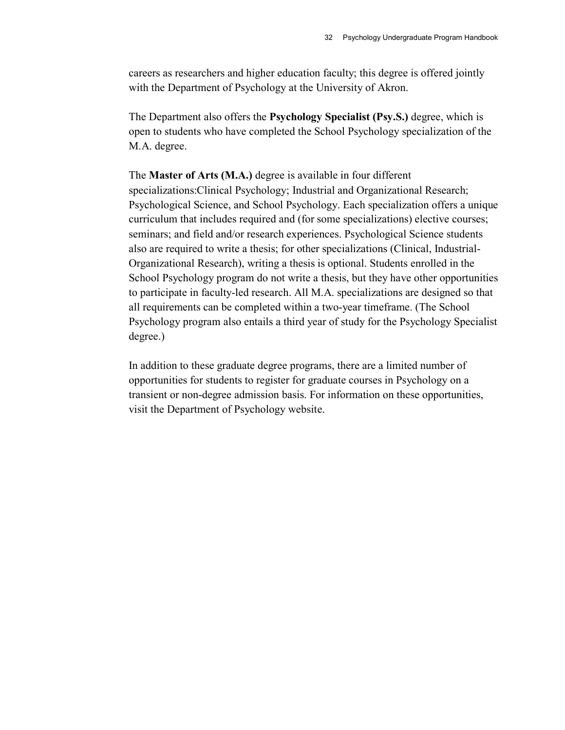careers as researchers and higher education faculty; this degree is offered jointly with the Department of Psychology at the University of Akron.

The Department also offers the **Psychology Specialist (Psy.S.)** degree, which is open to students who have completed the School Psychology specialization of the M.A. degree.

The **Master of Arts (M.A.)** degree is available in four different specializations:Clinical Psychology; Industrial and Organizational Research; Psychological Science, and School Psychology. Each specialization offers a unique curriculum that includes required and (for some specializations) elective courses; seminars; and field and/or research experiences. Psychological Science students also are required to write a thesis; for other specializations (Clinical, Industrial-Organizational Research), writing a thesis is optional. Students enrolled in the School Psychology program do not write a thesis, but they have other opportunities to participate in faculty-led research. All M.A. specializations are designed so that all requirements can be completed within a two-year timeframe. (The School Psychology program also entails a third year of study for the Psychology Specialist degree.)

In addition to these graduate degree programs, there are a limited number of opportunities for students to register for graduate courses in Psychology on a transient or non-degree admission basis. For information on these opportunities, visit the Department of Psychology website.